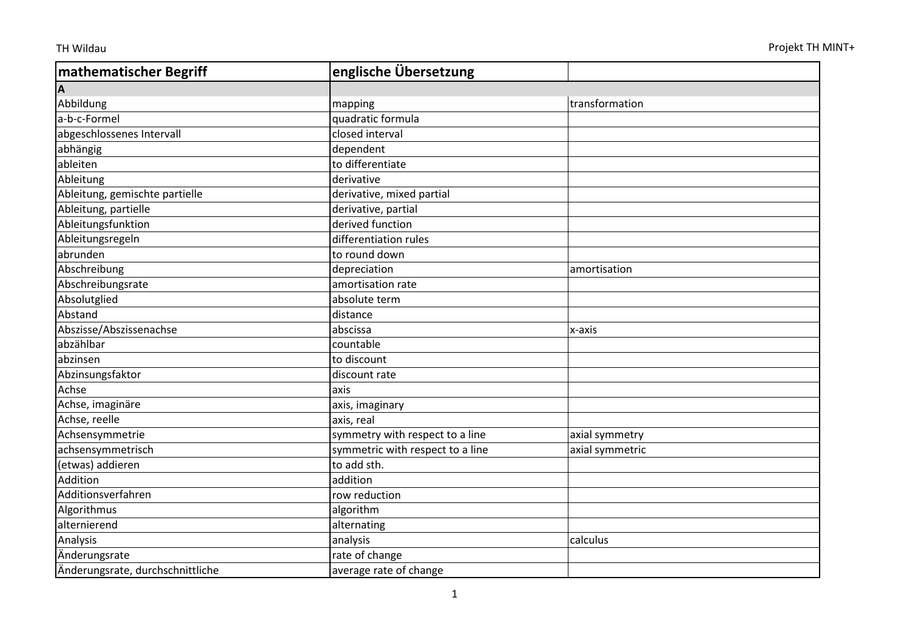| mathematischer Begriff | englische Übersetzung | |
|---|---|---|
| **A** | | |
| Abbildung | mapping | transformation |
| a-b-c-Formel | quadratic formula | |
| abgeschlossenes Intervall | closed interval | |
| abhängig | dependent | |
| ableiten | to differentiate | |
| Ableitung | derivative | |
| Ableitung, gemischte partielle | derivative, mixed partial | |
| Ableitung, partielle | derivative, partial | |
| Ableitungsfunktion | derived function | |
| Ableitungsregeln | differentiation rules | |
| abrunden | to round down | |
| Abschreibung | depreciation | amortisation |
| Abschreibungsrate | amortisation rate | |
| Absolutglied | absolute term | |
| Abstand | distance | |
| Abszisse/Abszissenachse | abscissa | x-axis |
| abzählbar | countable | |
| abzinsen | to discount | |
| Abzinsungsfaktor | discount rate | |
| Achse | axis | |
| Achse, imaginäre | axis, imaginary | |
| Achse, reelle | axis, real | |
| Achsensymmetrie | symmetry with respect to a line | axial symmetry |
| achsensymmetrisch | symmetric with respect to a line | axial symmetric |
| (etwas) addieren | to add sth. | |
| Addition | addition | |
| Additionsverfahren | row reduction | |
| Algorithmus | algorithm | |
| alternierend | alternating | |
| Analysis | analysis | calculus |
| Änderungsrate | rate of change | |
| Änderungsrate, durchschnittliche | average rate of change | |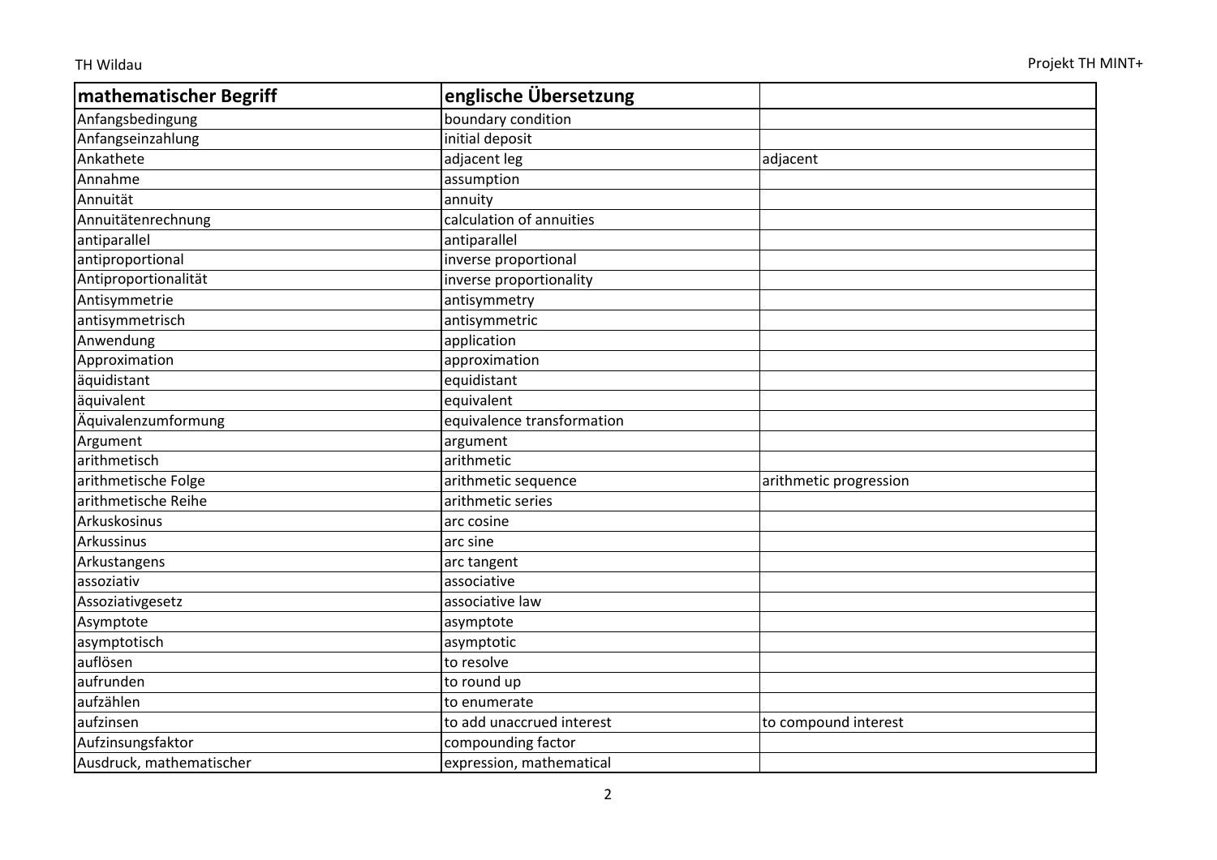| mathematischer Begriff | englische Übersetzung | |
|---|---|---|
| Anfangsbedingung | boundary condition | |
| Anfangseinzahlung | initial deposit | |
| Ankathete | adjacent leg | adjacent |
| Annahme | assumption | |
| Annuität | annuity | |
| Annuitätenrechnung | calculation of annuities | |
| antiparallel | antiparallel | |
| antiproportional | inverse proportional | |
| Antiproportionalität | inverse proportionality | |
| Antisymmetrie | antisymmetry | |
| antisymmetrisch | antisymmetric | |
| Anwendung | application | |
| Approximation | approximation | |
| äquidistant | equidistant | |
| äquivalent | equivalent | |
| Äquivalenzumformung | equivalence transformation | |
| Argument | argument | |
| arithmetisch | arithmetic | |
| arithmetische Folge | arithmetic sequence | arithmetic progression |
| arithmetische Reihe | arithmetic series | |
| Arkuskosinus | arc cosine | |
| Arkussinus | arc sine | |
| Arkustangens | arc tangent | |
| assoziativ | associative | |
| Assoziativgesetz | associative law | |
| Asymptote | asymptote | |
| asymptotisch | asymptotic | |
| auflösen | to resolve | |
| aufrunden | to round up | |
| aufzählen | to enumerate | |
| aufzinsen | to add unaccrued interest | to compound interest |
| Aufzinsungsfaktor | compounding factor | |
| Ausdruck, mathematischer | expression, mathematical | |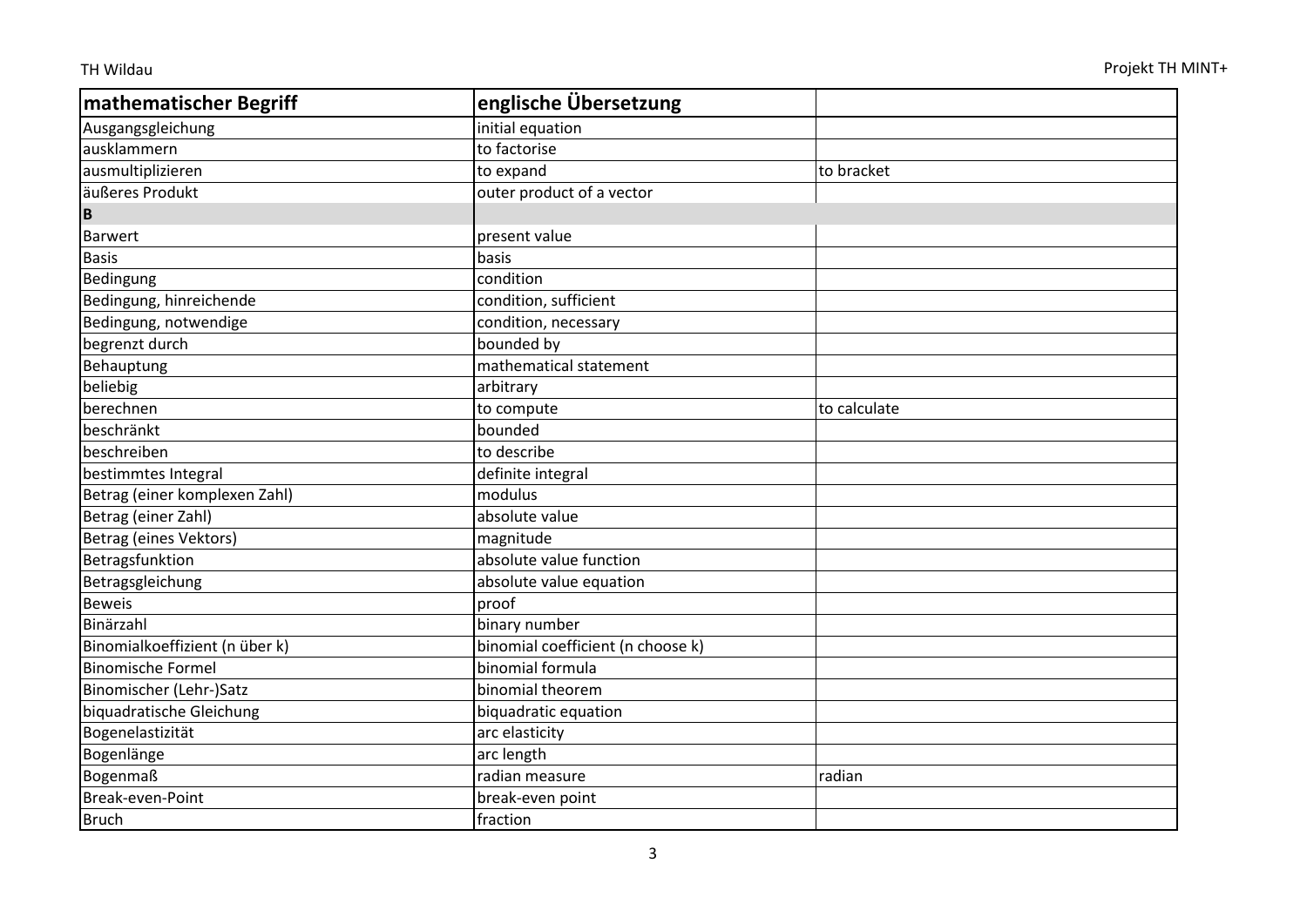| mathematischer Begriff | englische Übersetzung | |
|---|---|---|
| Ausgangsgleichung | initial equation | |
| ausklammern | to factorise | |
| ausmultiplizieren | to expand | to bracket |
| äußeres Produkt | outer product of a vector | |
| **B** | | |
| Barwert | present value | |
| Basis | basis | |
| Bedingung | condition | |
| Bedingung, hinreichende | condition, sufficient | |
| Bedingung, notwendige | condition, necessary | |
| begrenzt durch | bounded by | |
| Behauptung | mathematical statement | |
| beliebig | arbitrary | |
| berechnen | to compute | to calculate |
| beschränkt | bounded | |
| beschreiben | to describe | |
| bestimmtes Integral | definite integral | |
| Betrag (einer komplexen Zahl) | modulus | |
| Betrag (einer Zahl) | absolute value | |
| Betrag (eines Vektors) | magnitude | |
| Betragsfunktion | absolute value function | |
| Betragsgleichung | absolute value equation | |
| Beweis | proof | |
| Binärzahl | binary number | |
| Binomialkoeffizient (n über k) | binomial coefficient (n choose k) | |
| Binomische Formel | binomial formula | |
| Binomischer (Lehr-)Satz | binomial theorem | |
| biquadratische Gleichung | biquadratic equation | |
| Bogenelastizität | arc elasticity | |
| Bogenlänge | arc length | |
| Bogenmaß | radian measure | radian |
| Break-even-Point | break-even point | |
| Bruch | fraction | |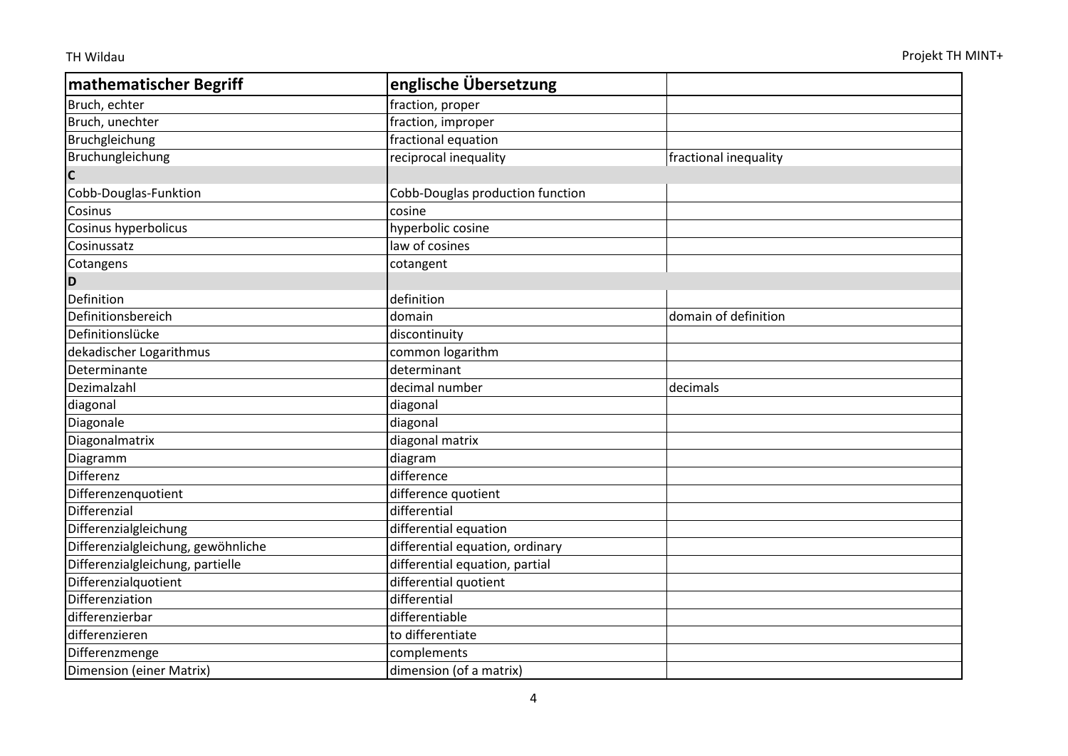| mathematischer Begriff | englische Übersetzung | |
|---|---|---|
| Bruch, echter | fraction, proper | |
| Bruch, unechter | fraction, improper | |
| Bruchgleichung | fractional equation | |
| Bruchungleichung | reciprocal inequality | fractional inequality |
| **C** | | |
| Cobb-Douglas-Funktion | Cobb-Douglas production function | |
| Cosinus | cosine | |
| Cosinus hyperbolicus | hyperbolic cosine | |
| Cosinussatz | law of cosines | |
| Cotangens | cotangent | |
| **D** | | |
| Definition | definition | |
| Definitionsbereich | domain | domain of definition |
| Definitionslücke | discontinuity | |
| dekadischer Logarithmus | common logarithm | |
| Determinante | determinant | |
| Dezimalzahl | decimal number | decimals |
| diagonal | diagonal | |
| Diagonale | diagonal | |
| Diagonalmatrix | diagonal matrix | |
| Diagramm | diagram | |
| Differenz | difference | |
| Differenzenquotient | difference quotient | |
| Differenzial | differential | |
| Differenzialgleichung | differential equation | |
| Differenzialgleichung, gewöhnliche | differential equation, ordinary | |
| Differenzialgleichung, partielle | differential equation, partial | |
| Differenzialquotient | differential quotient | |
| Differenziation | differential | |
| differenzierbar | differentiable | |
| differenzieren | to differentiate | |
| Differenzmenge | complements | |
| Dimension (einer Matrix) | dimension (of a matrix) | |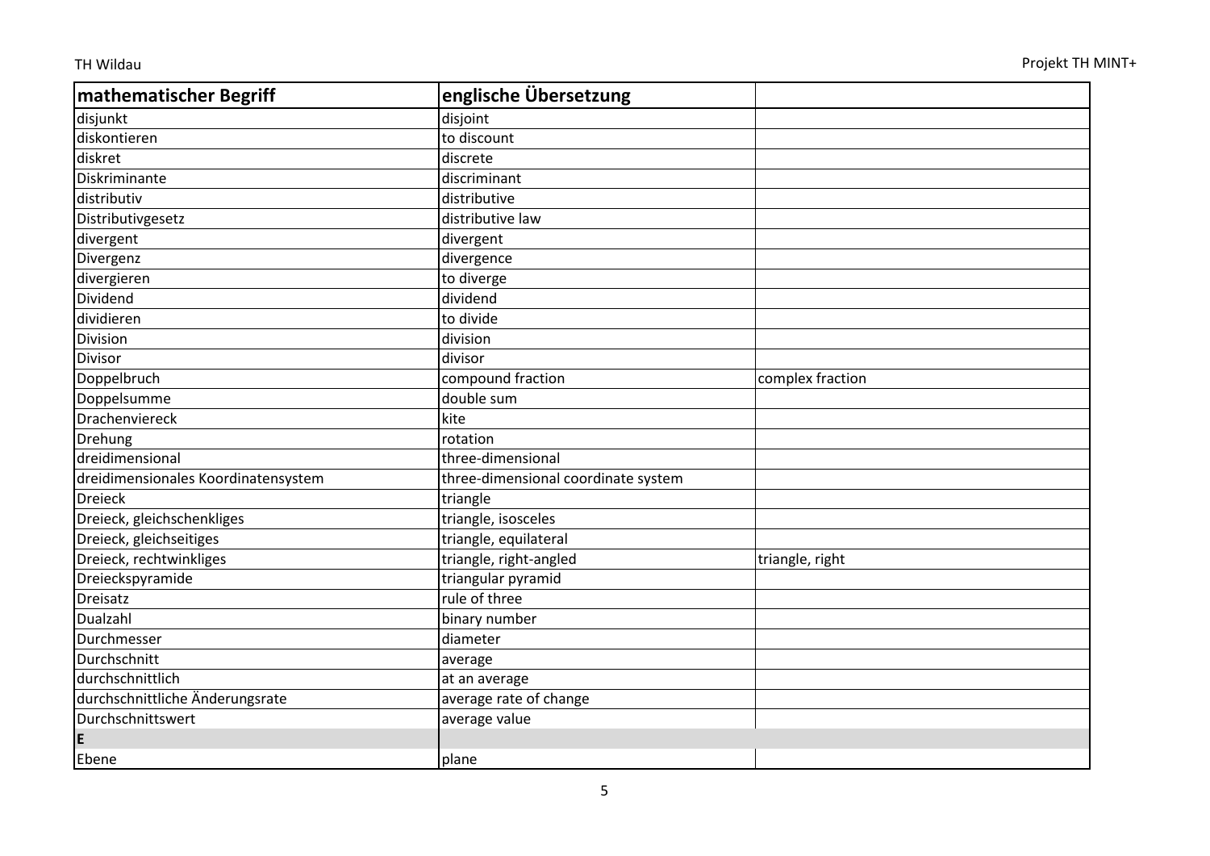| mathematischer Begriff | englische Übersetzung | |
|---|---|---|
| disjunkt | disjoint | |
| diskontieren | to discount | |
| diskret | discrete | |
| Diskriminante | discriminant | |
| distributiv | distributive | |
| Distributivgesetz | distributive law | |
| divergent | divergent | |
| Divergenz | divergence | |
| divergieren | to diverge | |
| Dividend | dividend | |
| dividieren | to divide | |
| Division | division | |
| Divisor | divisor | |
| Doppelbruch | compound fraction | complex fraction |
| Doppelsumme | double sum | |
| Drachenviereck | kite | |
| Drehung | rotation | |
| dreidimensional | three-dimensional | |
| dreidimensionales Koordinatensystem | three-dimensional coordinate system | |
| Dreieck | triangle | |
| Dreieck, gleichschenkliges | triangle, isosceles | |
| Dreieck, gleichseitiges | triangle, equilateral | |
| Dreieck, rechtwinkliges | triangle, right-angled | triangle, right |
| Dreieckspyramide | triangular pyramid | |
| Dreisatz | rule of three | |
| Dualzahl | binary number | |
| Durchmesser | diameter | |
| Durchschnitt | average | |
| durchschnittlich | at an average | |
| durchschnittliche Änderungsrate | average rate of change | |
| Durchschnittswert | average value | |
| **E** | | |
| Ebene | plane | |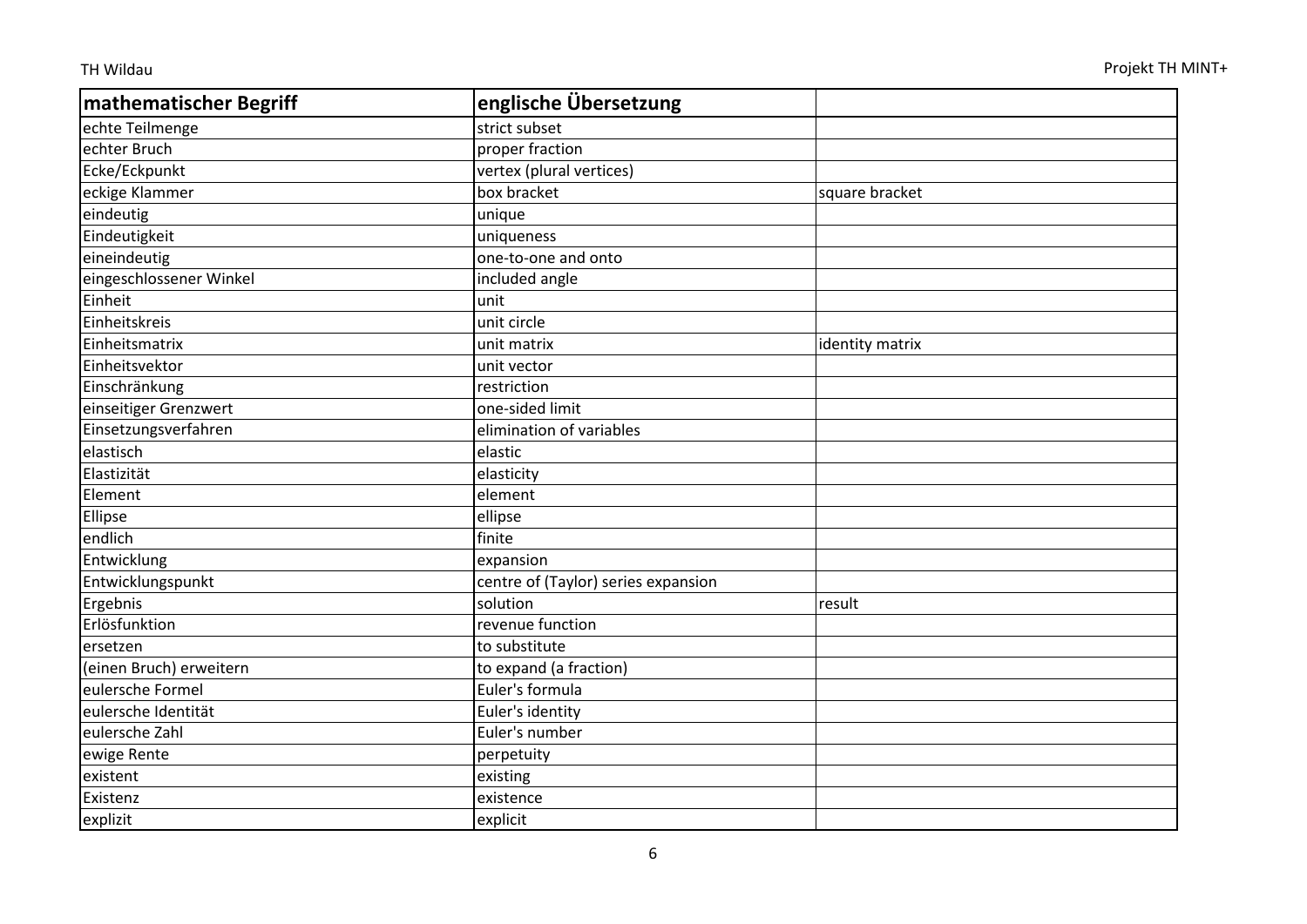| mathematischer Begriff | englische Übersetzung | |
|---|---|---|
| echte Teilmenge | strict subset | |
| echter Bruch | proper fraction | |
| Ecke/Eckpunkt | vertex (plural vertices) | |
| eckige Klammer | box bracket | square bracket |
| eindeutig | unique | |
| Eindeutigkeit | uniqueness | |
| eineindeutig | one-to-one and onto | |
| eingeschlossener Winkel | included angle | |
| Einheit | unit | |
| Einheitskreis | unit circle | |
| Einheitsmatrix | unit matrix | identity matrix |
| Einheitsvektor | unit vector | |
| Einschränkung | restriction | |
| einseitiger Grenzwert | one-sided limit | |
| Einsetzungsverfahren | elimination of variables | |
| elastisch | elastic | |
| Elastizität | elasticity | |
| Element | element | |
| Ellipse | ellipse | |
| endlich | finite | |
| Entwicklung | expansion | |
| Entwicklungspunkt | centre of (Taylor) series expansion | |
| Ergebnis | solution | result |
| Erlösfunktion | revenue function | |
| ersetzen | to substitute | |
| (einen Bruch) erweitern | to expand (a fraction) | |
| eulersche Formel | Euler's formula | |
| eulersche Identität | Euler's identity | |
| eulersche Zahl | Euler's number | |
| ewige Rente | perpetuity | |
| existent | existing | |
| Existenz | existence | |
| explizit | explicit | |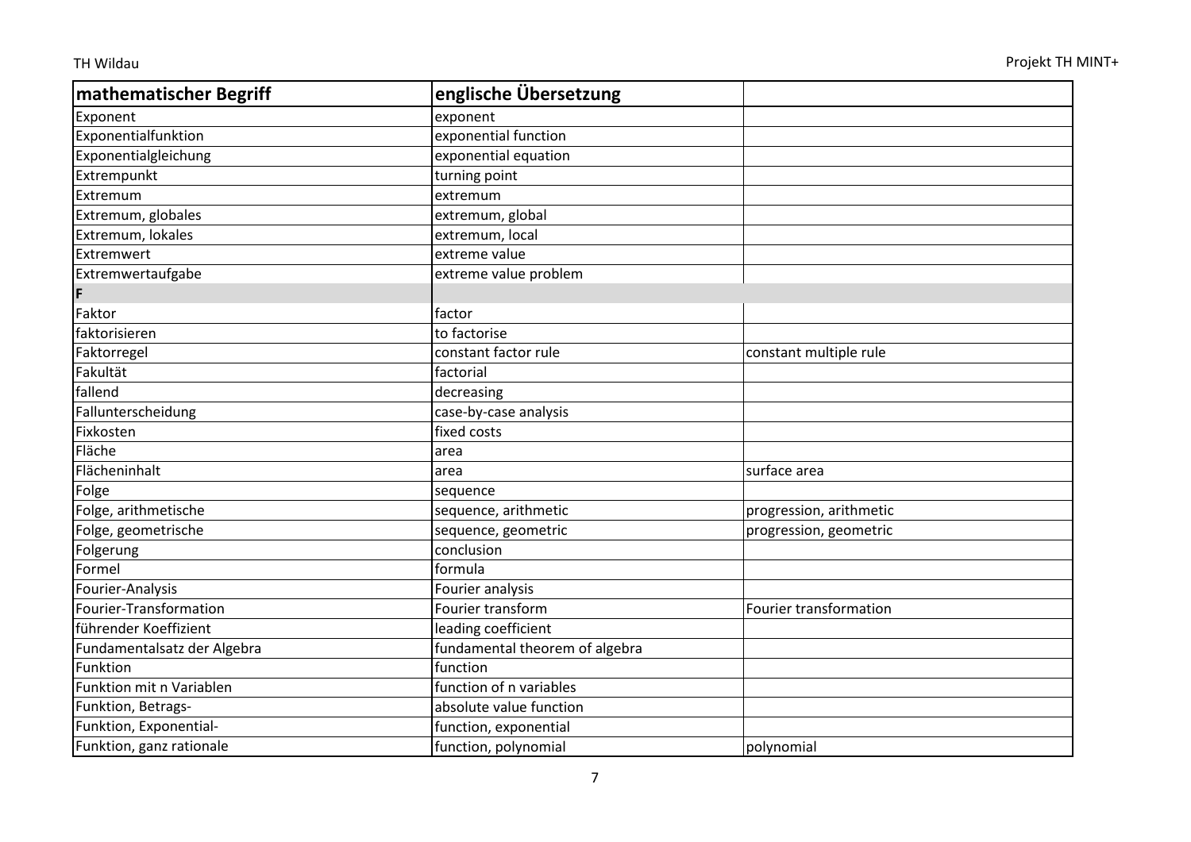| mathematischer Begriff | englische Übersetzung | |
|---|---|---|
| Exponent | exponent | |
| Exponentialfunktion | exponential function | |
| Exponentialgleichung | exponential equation | |
| Extrempunkt | turning point | |
| Extremum | extremum | |
| Extremum, globales | extremum, global | |
| Extremum, lokales | extremum, local | |
| Extremwert | extreme value | |
| Extremwertaufgabe | extreme value problem | |
| **F** | | |
| Faktor | factor | |
| faktorisieren | to factorise | |
| Faktorregel | constant factor rule | constant multiple rule |
| Fakultät | factorial | |
| fallend | decreasing | |
| Fallunterscheidung | case-by-case analysis | |
| Fixkosten | fixed costs | |
| Fläche | area | |
| Flächeninhalt | area | surface area |
| Folge | sequence | |
| Folge, arithmetische | sequence, arithmetic | progression, arithmetic |
| Folge, geometrische | sequence, geometric | progression, geometric |
| Folgerung | conclusion | |
| Formel | formula | |
| Fourier-Analysis | Fourier analysis | |
| Fourier-Transformation | Fourier transform | Fourier transformation |
| führender Koeffizient | leading coefficient | |
| Fundamentalsatz der Algebra | fundamental theorem of algebra | |
| Funktion | function | |
| Funktion mit n Variablen | function of n variables | |
| Funktion, Betrags- | absolute value function | |
| Funktion, Exponential- | function, exponential | |
| Funktion, ganz rationale | function, polynomial | polynomial |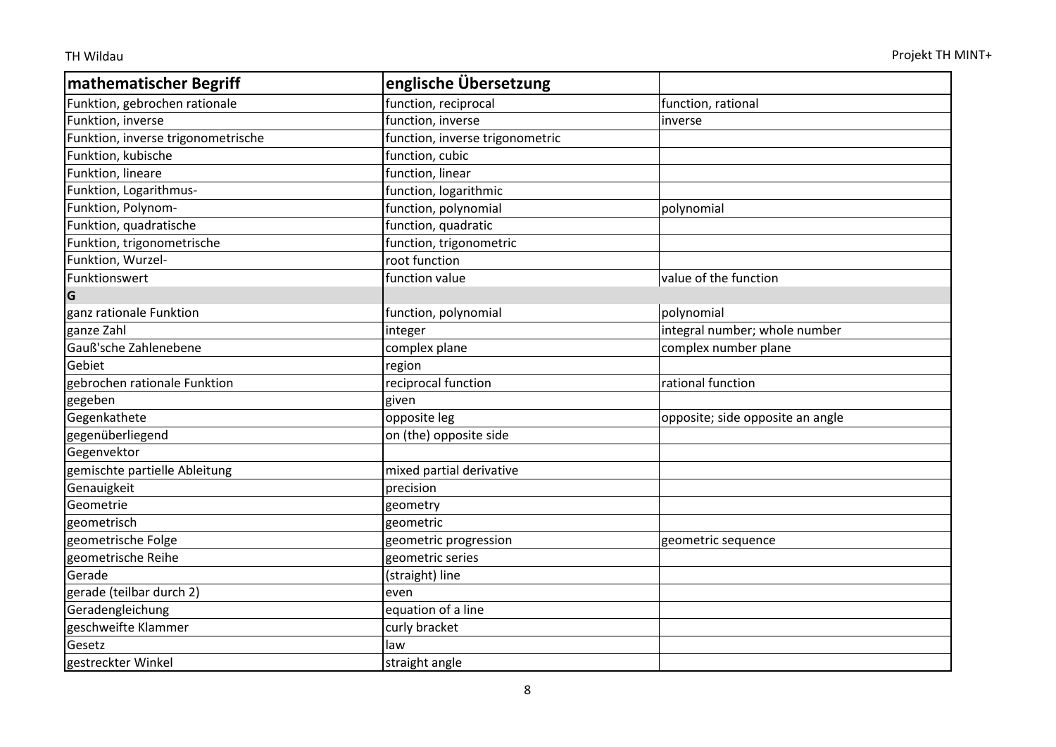| mathematischer Begriff | englische Übersetzung | |
|---|---|---|
| Funktion, gebrochen rationale | function, reciprocal | function, rational |
| Funktion, inverse | function, inverse | inverse |
| Funktion, inverse trigonometrische | function, inverse trigonometric | |
| Funktion, kubische | function, cubic | |
| Funktion, lineare | function, linear | |
| Funktion, Logarithmus- | function, logarithmic | |
| Funktion, Polynom- | function, polynomial | polynomial |
| Funktion, quadratische | function, quadratic | |
| Funktion, trigonometrische | function, trigonometric | |
| Funktion, Wurzel- | root function | |
| Funktionswert | function value | value of the function |
| **G** | | |
| ganz rationale Funktion | function, polynomial | polynomial |
| ganze Zahl | integer | integral number; whole number |
| Gauß'sche Zahlenebene | complex plane | complex number plane |
| Gebiet | region | |
| gebrochen rationale Funktion | reciprocal function | rational function |
| gegeben | given | |
| Gegenkathete | opposite leg | opposite; side opposite an angle |
| gegenüberliegend | on (the) opposite side | |
| Gegenvektor | | |
| gemischte partielle Ableitung | mixed partial derivative | |
| Genauigkeit | precision | |
| Geometrie | geometry | |
| geometrisch | geometric | |
| geometrische Folge | geometric progression | geometric sequence |
| geometrische Reihe | geometric series | |
| Gerade | (straight) line | |
| gerade (teilbar durch 2) | even | |
| Geradengleichung | equation of a line | |
| geschweifte Klammer | curly bracket | |
| Gesetz | law | |
| gestreckter Winkel | straight angle | |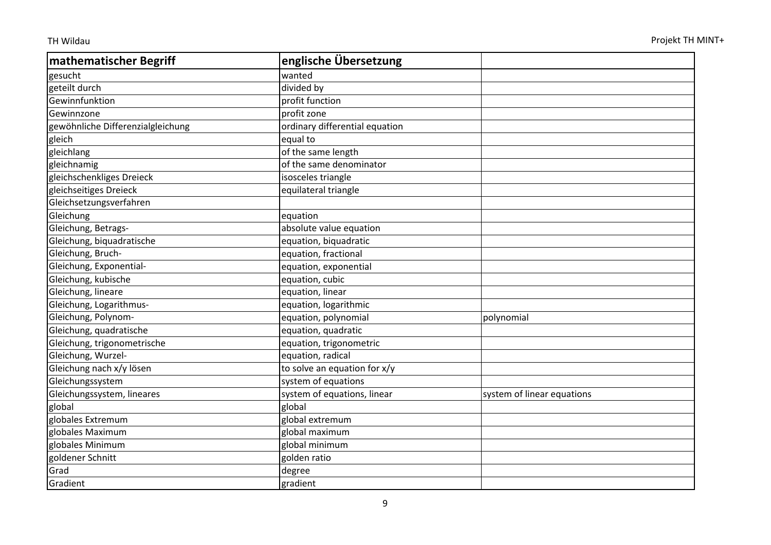| mathematischer Begriff | englische Übersetzung | |
|---|---|---|
| gesucht | wanted | |
| geteilt durch | divided by | |
| Gewinnfunktion | profit function | |
| Gewinnzone | profit zone | |
| gewöhnliche Differenzialgleichung | ordinary differential equation | |
| gleich | equal to | |
| gleichlang | of the same length | |
| gleichnamig | of the same denominator | |
| gleichschenkliges Dreieck | isosceles triangle | |
| gleichseitiges Dreieck | equilateral triangle | |
| Gleichsetzungsverfahren | | |
| Gleichung | equation | |
| Gleichung, Betrags- | absolute value equation | |
| Gleichung, biquadratische | equation, biquadratic | |
| Gleichung, Bruch- | equation, fractional | |
| Gleichung, Exponential- | equation, exponential | |
| Gleichung, kubische | equation, cubic | |
| Gleichung, lineare | equation, linear | |
| Gleichung, Logarithmus- | equation, logarithmic | |
| Gleichung, Polynom- | equation, polynomial | polynomial |
| Gleichung, quadratische | equation, quadratic | |
| Gleichung, trigonometrische | equation, trigonometric | |
| Gleichung, Wurzel- | equation, radical | |
| Gleichung nach x/y lösen | to solve an equation for x/y | |
| Gleichungssystem | system of equations | |
| Gleichungssystem, lineares | system of equations, linear | system of linear equations |
| global | global | |
| globales Extremum | global extremum | |
| globales Maximum | global maximum | |
| globales Minimum | global minimum | |
| goldener Schnitt | golden ratio | |
| Grad | degree | |
| Gradient | gradient | |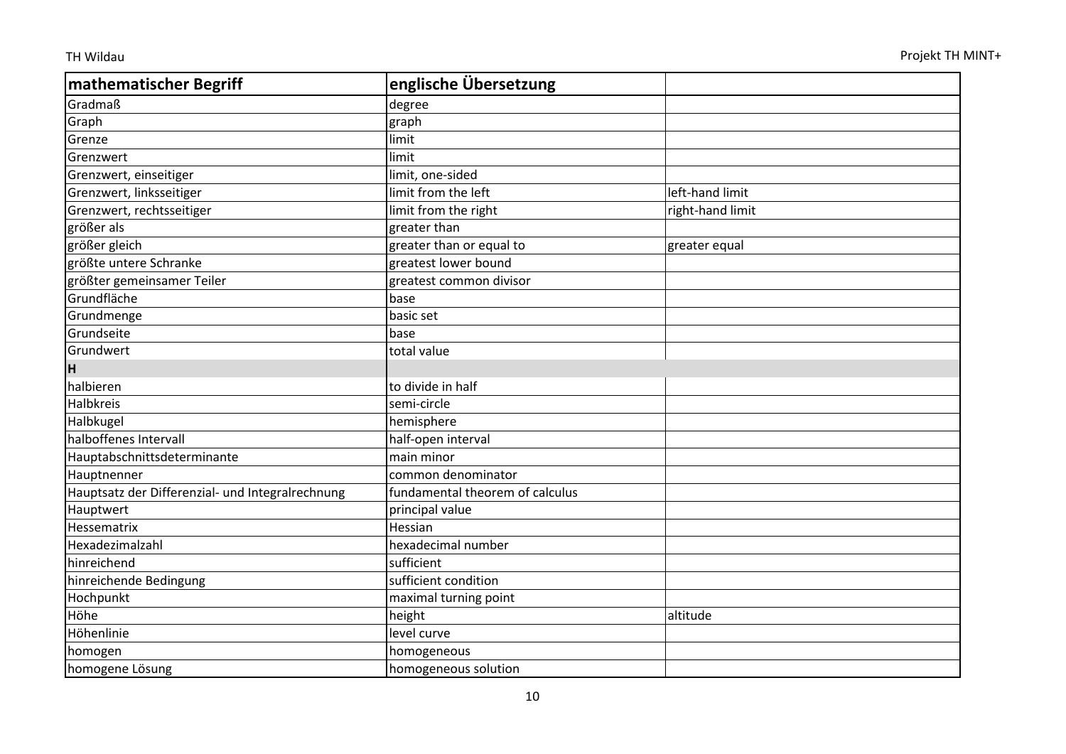| mathematischer Begriff | englische Übersetzung | |
|---|---|---|
| Gradmaß | degree | |
| Graph | graph | |
| Grenze | limit | |
| Grenzwert | limit | |
| Grenzwert, einseitiger | limit, one-sided | |
| Grenzwert, linksseitiger | limit from the left | left-hand limit |
| Grenzwert, rechtsseitiger | limit from the right | right-hand limit |
| größer als | greater than | |
| größer gleich | greater than or equal to | greater equal |
| größte untere Schranke | greatest lower bound | |
| größter gemeinsamer Teiler | greatest common divisor | |
| Grundfläche | base | |
| Grundmenge | basic set | |
| Grundseite | base | |
| Grundwert | total value | |
| **H** | | |
| halbieren | to divide in half | |
| Halbkreis | semi-circle | |
| Halbkugel | hemisphere | |
| halboffenes Intervall | half-open interval | |
| Hauptabschnittsdeterminante | main minor | |
| Hauptnenner | common denominator | |
| Hauptsatz der Differenzial- und Integralrechnung | fundamental theorem of calculus | |
| Hauptwert | principal value | |
| Hessematrix | Hessian | |
| Hexadezimalzahl | hexadecimal number | |
| hinreichend | sufficient | |
| hinreichende Bedingung | sufficient condition | |
| Hochpunkt | maximal turning point | |
| Höhe | height | altitude |
| Höhenlinie | level curve | |
| homogen | homogeneous | |
| homogene Lösung | homogeneous solution | |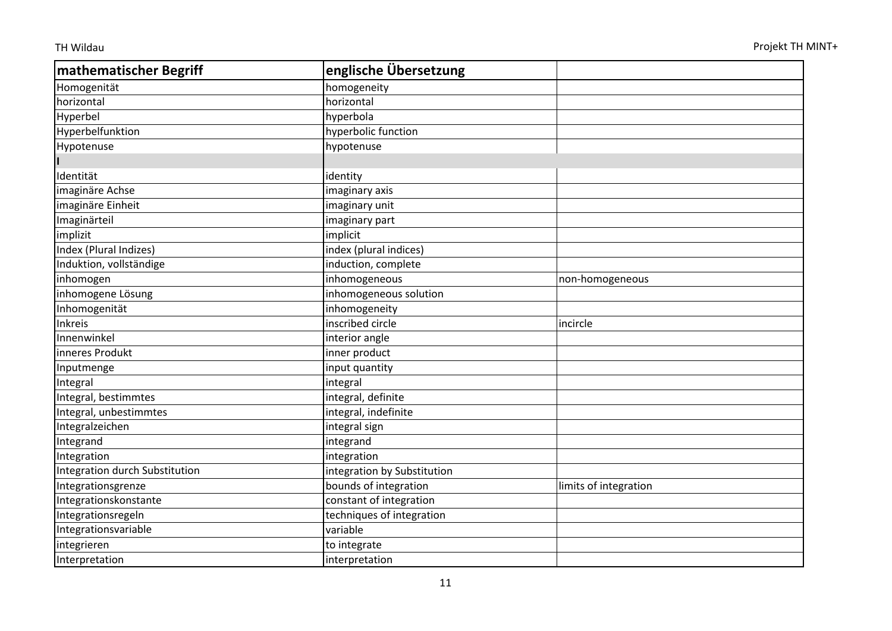| mathematischer Begriff | englische Übersetzung | |
|---|---|---|
| Homogenität | homogeneity | |
| horizontal | horizontal | |
| Hyperbel | hyperbola | |
| Hyperbelfunktion | hyperbolic function | |
| Hypotenuse | hypotenuse | |
| **I** | | |
| Identität | identity | |
| imaginäre Achse | imaginary axis | |
| imaginäre Einheit | imaginary unit | |
| Imaginärteil | imaginary part | |
| implizit | implicit | |
| Index (Plural Indizes) | index (plural indices) | |
| Induktion, vollständige | induction, complete | |
| inhomogen | inhomogeneous | non-homogeneous |
| inhomogene Lösung | inhomogeneous solution | |
| Inhomogenität | inhomogeneity | |
| Inkreis | inscribed circle | incircle |
| Innenwinkel | interior angle | |
| inneres Produkt | inner product | |
| Inputmenge | input quantity | |
| Integral | integral | |
| Integral, bestimmtes | integral, definite | |
| Integral, unbestimmtes | integral, indefinite | |
| Integralzeichen | integral sign | |
| Integrand | integrand | |
| Integration | integration | |
| Integration durch Substitution | integration by Substitution | |
| Integrationsgrenze | bounds of integration | limits of integration |
| Integrationskonstante | constant of integration | |
| Integrationsregeln | techniques of integration | |
| Integrationsvariable | variable | |
| integrieren | to integrate | |
| Interpretation | interpretation | |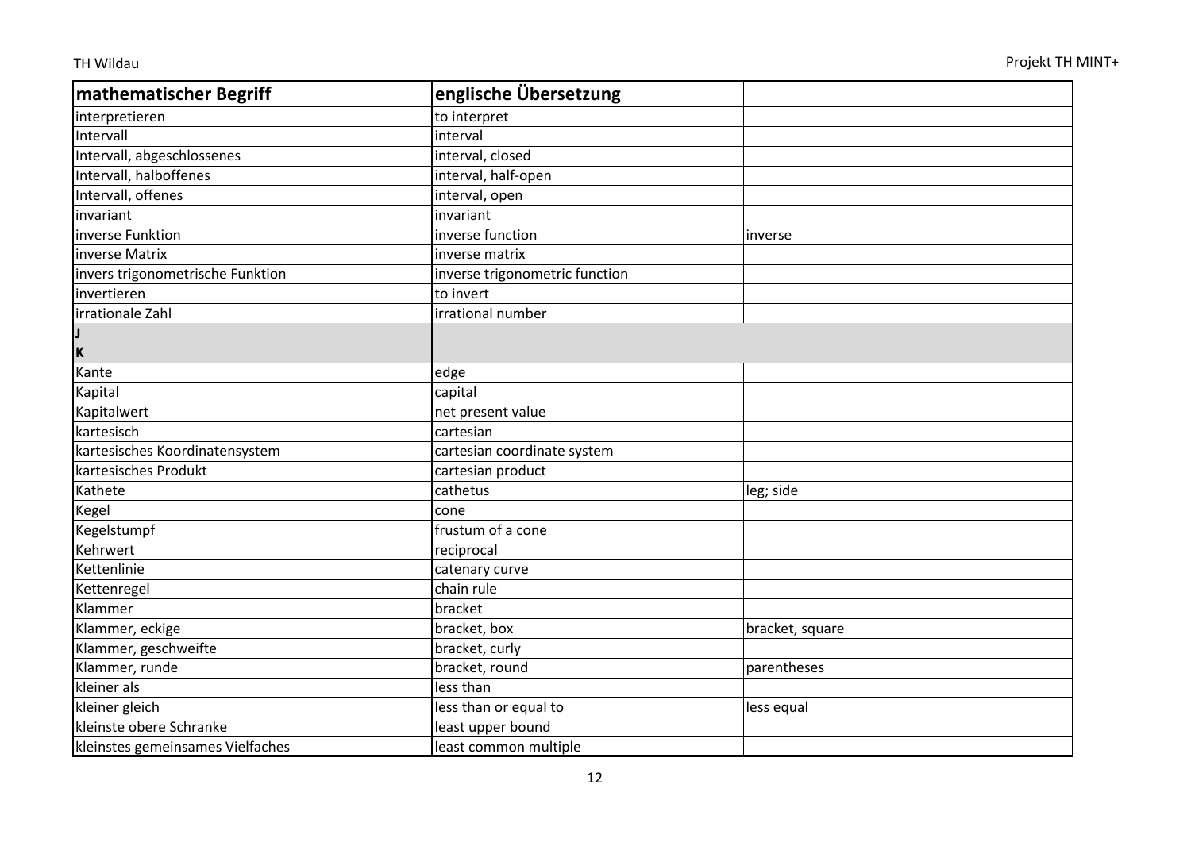| mathematischer Begriff | englische Übersetzung | |
|---|---|---|
| interpretieren | to interpret | |
| Intervall | interval | |
| Intervall, abgeschlossenes | interval, closed | |
| Intervall, halboffenes | interval, half-open | |
| Intervall, offenes | interval, open | |
| invariant | invariant | |
| inverse Funktion | inverse function | inverse |
| inverse Matrix | inverse matrix | |
| invers trigonometrische Funktion | inverse trigonometric function | |
| invertieren | to invert | |
| irrationale Zahl | irrational number | |
| J | | |
| K | | |
| Kante | edge | |
| Kapital | capital | |
| Kapitalwert | net present value | |
| kartesisch | cartesian | |
| kartesisches Koordinatensystem | cartesian coordinate system | |
| kartesisches Produkt | cartesian product | |
| Kathete | cathetus | leg; side |
| Kegel | cone | |
| Kegelstumpf | frustum of a cone | |
| Kehrwert | reciprocal | |
| Kettenlinie | catenary curve | |
| Kettenregel | chain rule | |
| Klammer | bracket | |
| Klammer, eckige | bracket, box | bracket, square |
| Klammer, geschweifte | bracket, curly | |
| Klammer, runde | bracket, round | parentheses |
| kleiner als | less than | |
| kleiner gleich | less than or equal to | less equal |
| kleinste obere Schranke | least upper bound | |
| kleinstes gemeinsames Vielfaches | least common multiple | |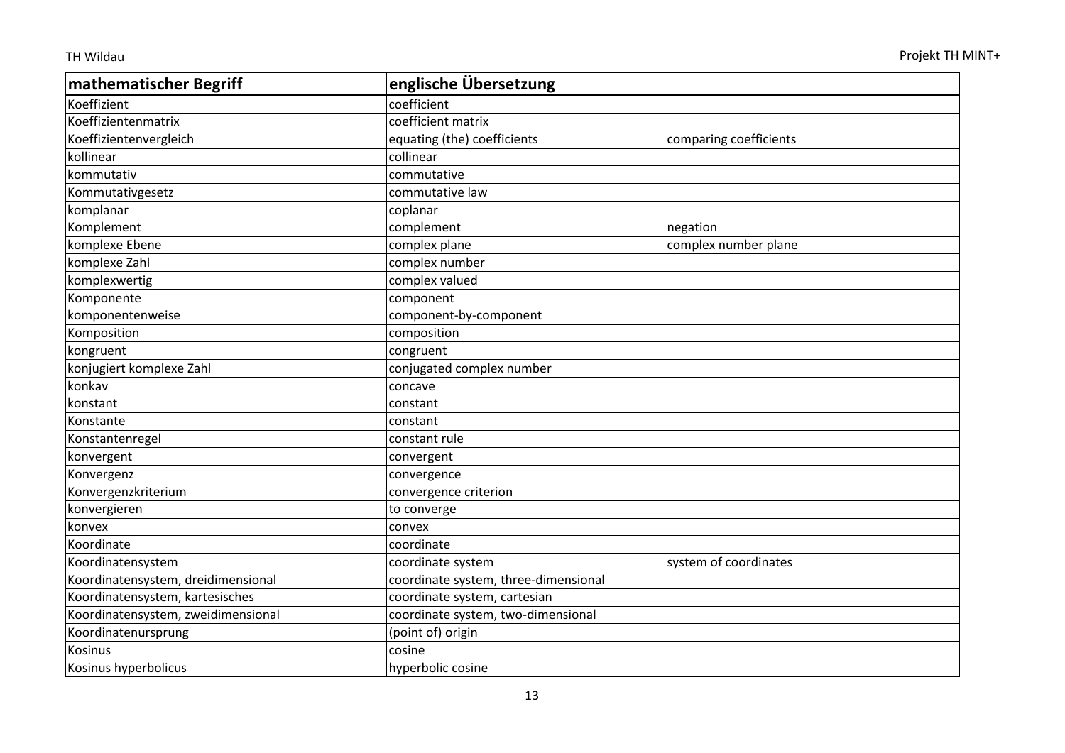| mathematischer Begriff | englische Übersetzung | |
|---|---|---|
| Koeffizient | coefficient | |
| Koeffizientenmatrix | coefficient matrix | |
| Koeffizientenvergleich | equating (the) coefficients | comparing coefficients |
| kollinear | collinear | |
| kommutativ | commutative | |
| Kommutativgesetz | commutative law | |
| komplanar | coplanar | |
| Komplement | complement | negation |
| komplexe Ebene | complex plane | complex number plane |
| komplexe Zahl | complex number | |
| komplexwertig | complex valued | |
| Komponente | component | |
| komponentenweise | component-by-component | |
| Komposition | composition | |
| kongruent | congruent | |
| konjugiert komplexe Zahl | conjugated complex number | |
| konkav | concave | |
| konstant | constant | |
| Konstante | constant | |
| Konstantenregel | constant rule | |
| konvergent | convergent | |
| Konvergenz | convergence | |
| Konvergenzkriterium | convergence criterion | |
| konvergieren | to converge | |
| konvex | convex | |
| Koordinate | coordinate | |
| Koordinatensystem | coordinate system | system of coordinates |
| Koordinatensystem, dreidimensional | coordinate system, three-dimensional | |
| Koordinatensystem, kartesisches | coordinate system, cartesian | |
| Koordinatensystem, zweidimensional | coordinate system, two-dimensional | |
| Koordinatenursprung | (point of) origin | |
| Kosinus | cosine | |
| Kosinus hyperbolicus | hyperbolic cosine | |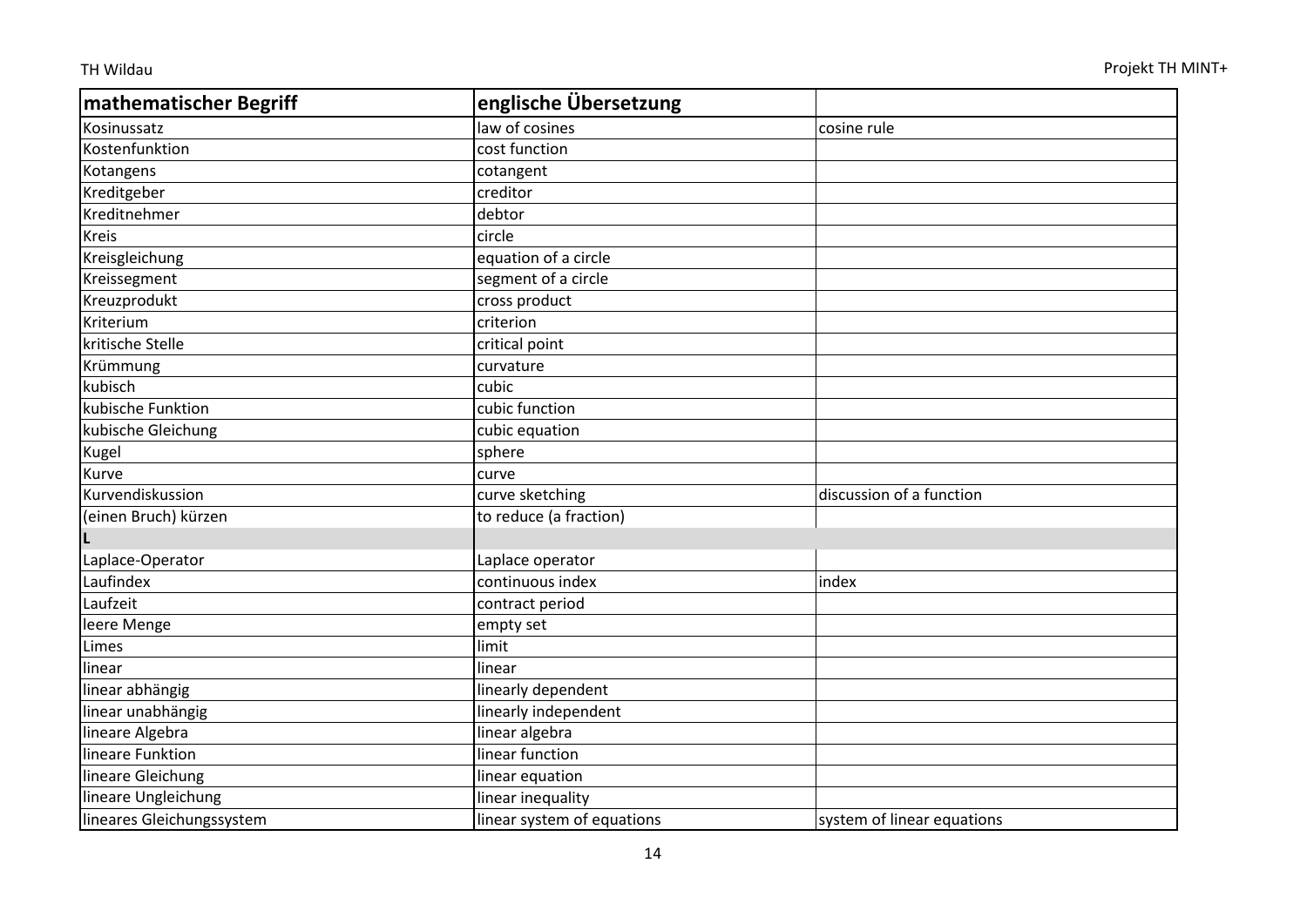| mathematischer Begriff | englische Übersetzung | |
|---|---|---|
| Kosinussatz | law of cosines | cosine rule |
| Kostenfunktion | cost function | |
| Kotangens | cotangent | |
| Kreditgeber | creditor | |
| Kreditnehmer | debtor | |
| Kreis | circle | |
| Kreisgleichung | equation of a circle | |
| Kreissegment | segment of a circle | |
| Kreuzprodukt | cross product | |
| Kriterium | criterion | |
| kritische Stelle | critical point | |
| Krümmung | curvature | |
| kubisch | cubic | |
| kubische Funktion | cubic function | |
| kubische Gleichung | cubic equation | |
| Kugel | sphere | |
| Kurve | curve | |
| Kurvendiskussion | curve sketching | discussion of a function |
| (einen Bruch) kürzen | to reduce (a fraction) | |
| **L** | | |
| Laplace-Operator | Laplace operator | |
| Laufindex | continuous index | index |
| Laufzeit | contract period | |
| leere Menge | empty set | |
| Limes | limit | |
| linear | linear | |
| linear abhängig | linearly dependent | |
| linear unabhängig | linearly independent | |
| lineare Algebra | linear algebra | |
| lineare Funktion | linear function | |
| lineare Gleichung | linear equation | |
| lineare Ungleichung | linear inequality | |
| lineares Gleichungssystem | linear system of equations | system of linear equations |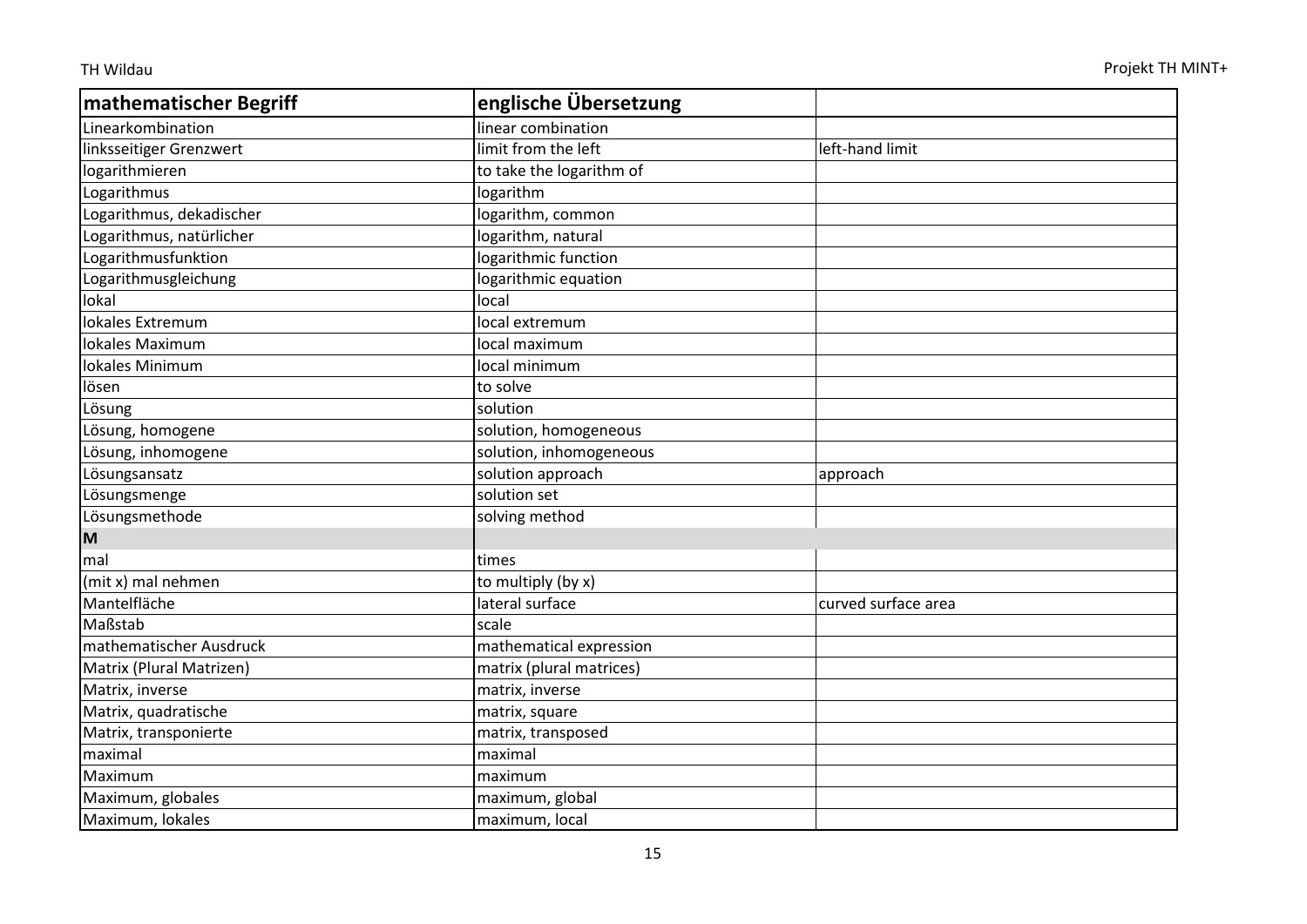| mathematischer Begriff | englische Übersetzung | |
|---|---|---|
| Linearkombination | linear combination | |
| linksseitiger Grenzwert | limit from the left | left-hand limit |
| logarithmieren | to take the logarithm of | |
| Logarithmus | logarithm | |
| Logarithmus, dekadischer | logarithm, common | |
| Logarithmus, natürlicher | logarithm, natural | |
| Logarithmusfunktion | logarithmic function | |
| Logarithmusgleichung | logarithmic equation | |
| lokal | local | |
| lokales Extremum | local extremum | |
| lokales Maximum | local maximum | |
| lokales Minimum | local minimum | |
| lösen | to solve | |
| Lösung | solution | |
| Lösung, homogene | solution, homogeneous | |
| Lösung, inhomogene | solution, inhomogeneous | |
| Lösungsansatz | solution approach | approach |
| Lösungsmenge | solution set | |
| Lösungsmethode | solving method | |
| **M** | | |
| mal | times | |
| (mit x) mal nehmen | to multiply (by x) | |
| Mantelfläche | lateral surface | curved surface area |
| Maßstab | scale | |
| mathematischer Ausdruck | mathematical expression | |
| Matrix (Plural Matrizen) | matrix (plural matrices) | |
| Matrix, inverse | matrix, inverse | |
| Matrix, quadratische | matrix, square | |
| Matrix, transponierte | matrix, transposed | |
| maximal | maximal | |
| Maximum | maximum | |
| Maximum, globales | maximum, global | |
| Maximum, lokales | maximum, local | |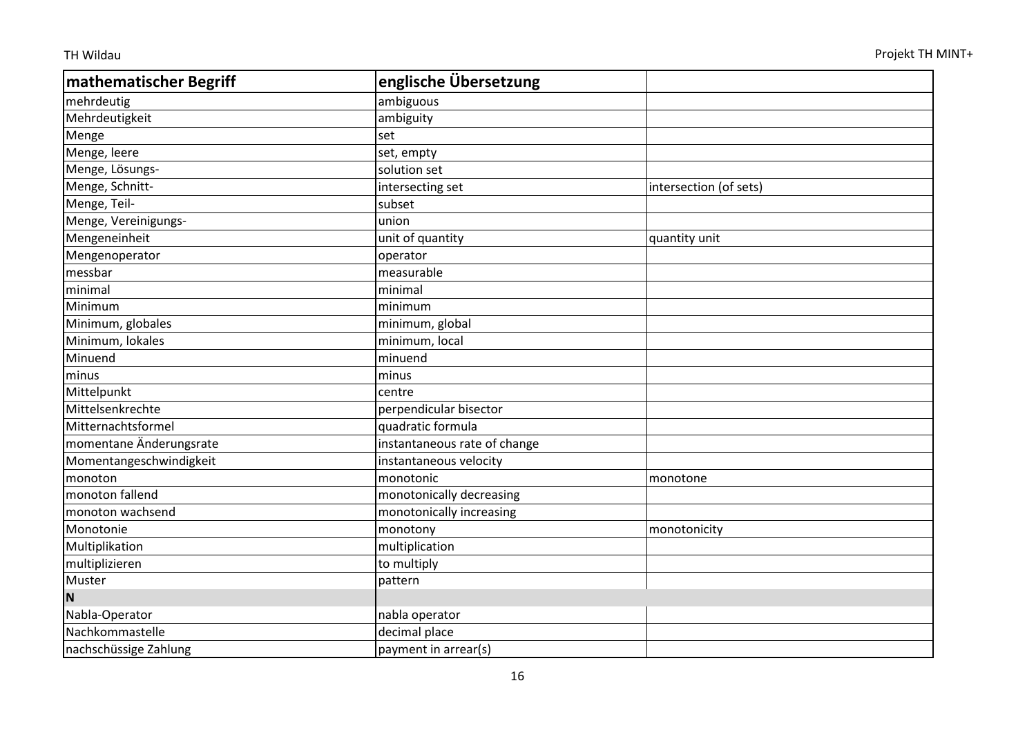| mathematischer Begriff | englische Übersetzung | |
|---|---|---|
| mehrdeutig | ambiguous | |
| Mehrdeutigkeit | ambiguity | |
| Menge | set | |
| Menge, leere | set, empty | |
| Menge, Lösungs- | solution set | |
| Menge, Schnitt- | intersecting set | intersection (of sets) |
| Menge, Teil- | subset | |
| Menge, Vereinigungs- | union | |
| Mengeneinheit | unit of quantity | quantity unit |
| Mengenoperator | operator | |
| messbar | measurable | |
| minimal | minimal | |
| Minimum | minimum | |
| Minimum, globales | minimum, global | |
| Minimum, lokales | minimum, local | |
| Minuend | minuend | |
| minus | minus | |
| Mittelpunkt | centre | |
| Mittelsenkrechte | perpendicular bisector | |
| Mitternachtsformel | quadratic formula | |
| momentane Änderungsrate | instantaneous rate of change | |
| Momentangeschwindigkeit | instantaneous velocity | |
| monoton | monotonic | monotone |
| monoton fallend | monotonically decreasing | |
| monoton wachsend | monotonically increasing | |
| Monotonie | monotony | monotonicity |
| Multiplikation | multiplication | |
| multiplizieren | to multiply | |
| Muster | pattern | |
| **N** | | |
| Nabla-Operator | nabla operator | |
| Nachkommastelle | decimal place | |
| nachschüssige Zahlung | payment in arrear(s) | |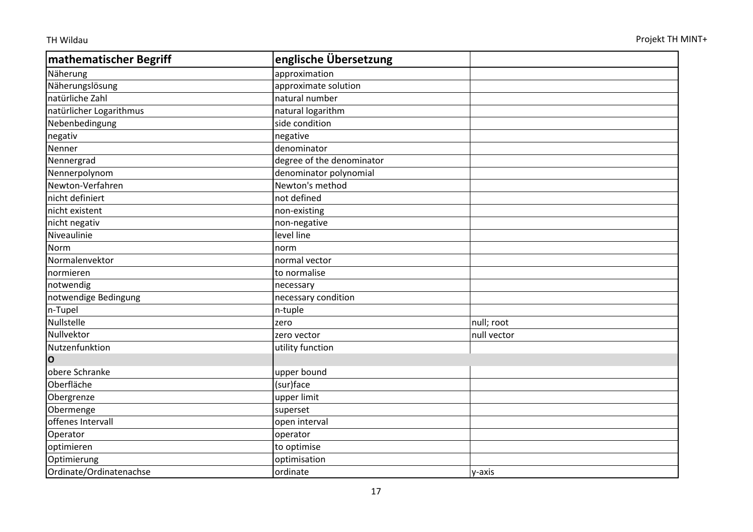| mathematischer Begriff | englische Übersetzung | |
|---|---|---|
| Näherung | approximation | |
| Näherungslösung | approximate solution | |
| natürliche Zahl | natural number | |
| natürlicher Logarithmus | natural logarithm | |
| Nebenbedingung | side condition | |
| negativ | negative | |
| Nenner | denominator | |
| Nennergrad | degree of the denominator | |
| Nennerpolynom | denominator polynomial | |
| Newton-Verfahren | Newton's method | |
| nicht definiert | not defined | |
| nicht existent | non-existing | |
| nicht negativ | non-negative | |
| Niveaulinie | level line | |
| Norm | norm | |
| Normalenvektor | normal vector | |
| normieren | to normalise | |
| notwendig | necessary | |
| notwendige Bedingung | necessary condition | |
| n-Tupel | n-tuple | |
| Nullstelle | zero | null; root |
| Nullvektor | zero vector | null vector |
| Nutzenfunktion | utility function | |
| **O** | | |
| obere Schranke | upper bound | |
| Oberfläche | (sur)face | |
| Obergrenze | upper limit | |
| Obermenge | superset | |
| offenes Intervall | open interval | |
| Operator | operator | |
| optimieren | to optimise | |
| Optimierung | optimisation | |
| Ordinate/Ordinatenachse | ordinate | y-axis |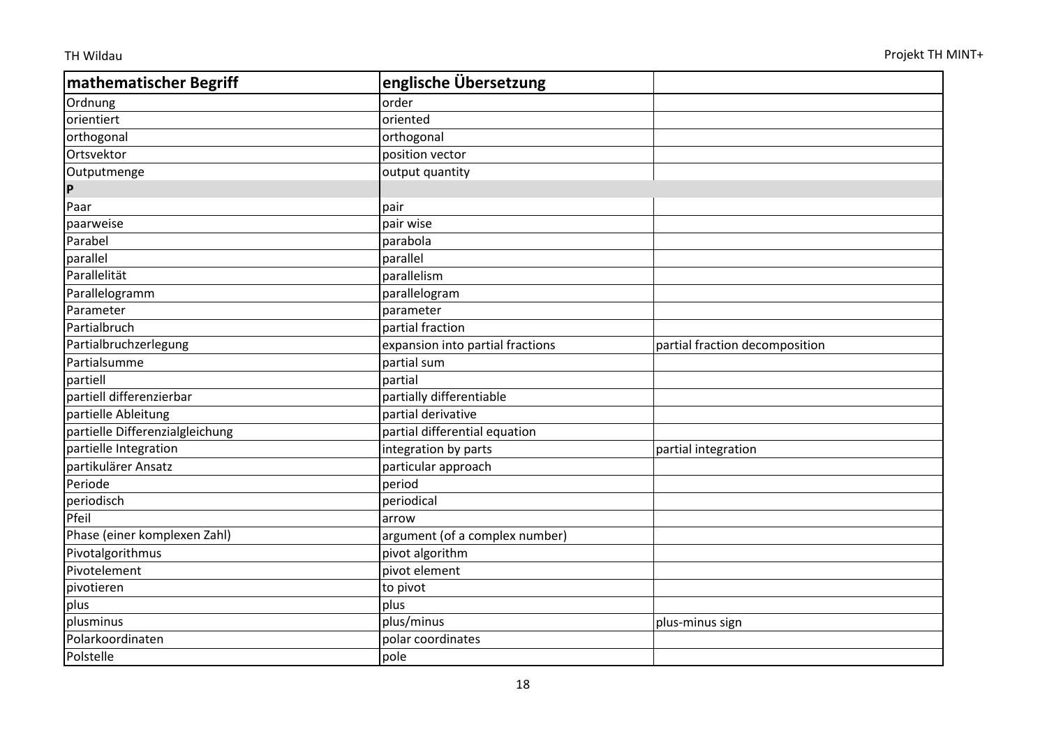| mathematischer Begriff | englische Übersetzung | |
|---|---|---|
| Ordnung | order | |
| orientiert | oriented | |
| orthogonal | orthogonal | |
| Ortsvektor | position vector | |
| Outputmenge | output quantity | |
| **P** | | |
| Paar | pair | |
| paarweise | pair wise | |
| Parabel | parabola | |
| parallel | parallel | |
| Parallelität | parallelism | |
| Parallelogramm | parallelogram | |
| Parameter | parameter | |
| Partialbruch | partial fraction | |
| Partialbruchzerlegung | expansion into partial fractions | partial fraction decomposition |
| Partialsumme | partial sum | |
| partiell | partial | |
| partiell differenzierbar | partially differentiable | |
| partielle Ableitung | partial derivative | |
| partielle Differenzialgleichung | partial differential equation | |
| partielle Integration | integration by parts | partial integration |
| partikulärer Ansatz | particular approach | |
| Periode | period | |
| periodisch | periodical | |
| Pfeil | arrow | |
| Phase (einer komplexen Zahl) | argument (of a complex number) | |
| Pivotalgorithmus | pivot algorithm | |
| Pivotelement | pivot element | |
| pivotieren | to pivot | |
| plus | plus | |
| plusminus | plus/minus | plus-minus sign |
| Polarkoordinaten | polar coordinates | |
| Polstelle | pole | |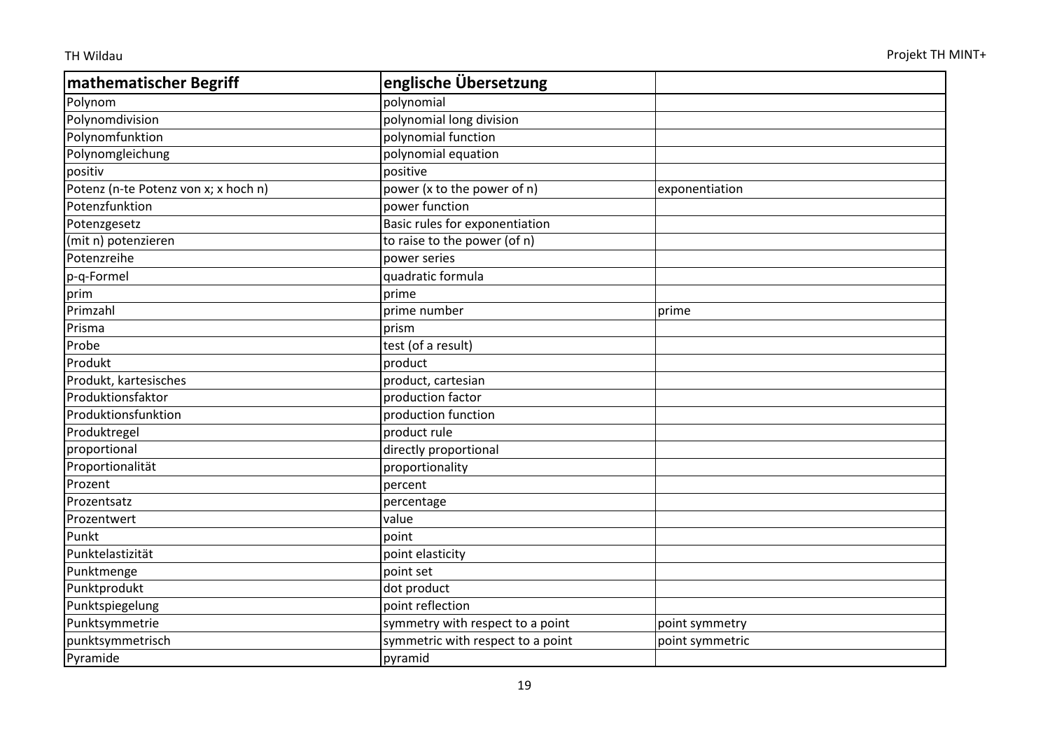| mathematischer Begriff | englische Übersetzung | |
|---|---|---|
| Polynom | polynomial | |
| Polynomdivision | polynomial long division | |
| Polynomfunktion | polynomial function | |
| Polynomgleichung | polynomial equation | |
| positiv | positive | |
| Potenz (n-te Potenz von x; x hoch n) | power (x to the power of n) | exponentiation |
| Potenzfunktion | power function | |
| Potenzgesetz | Basic rules for exponentiation | |
| (mit n) potenzieren | to raise to the power (of n) | |
| Potenzreihe | power series | |
| p-q-Formel | quadratic formula | |
| prim | prime | |
| Primzahl | prime number | prime |
| Prisma | prism | |
| Probe | test (of a result) | |
| Produkt | product | |
| Produkt, kartesisches | product, cartesian | |
| Produktionsfaktor | production factor | |
| Produktionsfunktion | production function | |
| Produktregel | product rule | |
| proportional | directly proportional | |
| Proportionalität | proportionality | |
| Prozent | percent | |
| Prozentsatz | percentage | |
| Prozentwert | value | |
| Punkt | point | |
| Punktelastizität | point elasticity | |
| Punktmenge | point set | |
| Punktprodukt | dot product | |
| Punktspiegelung | point reflection | |
| Punktsymmetrie | symmetry with respect to a point | point symmetry |
| punktsymmetrisch | symmetric with respect to a point | point symmetric |
| Pyramide | pyramid | |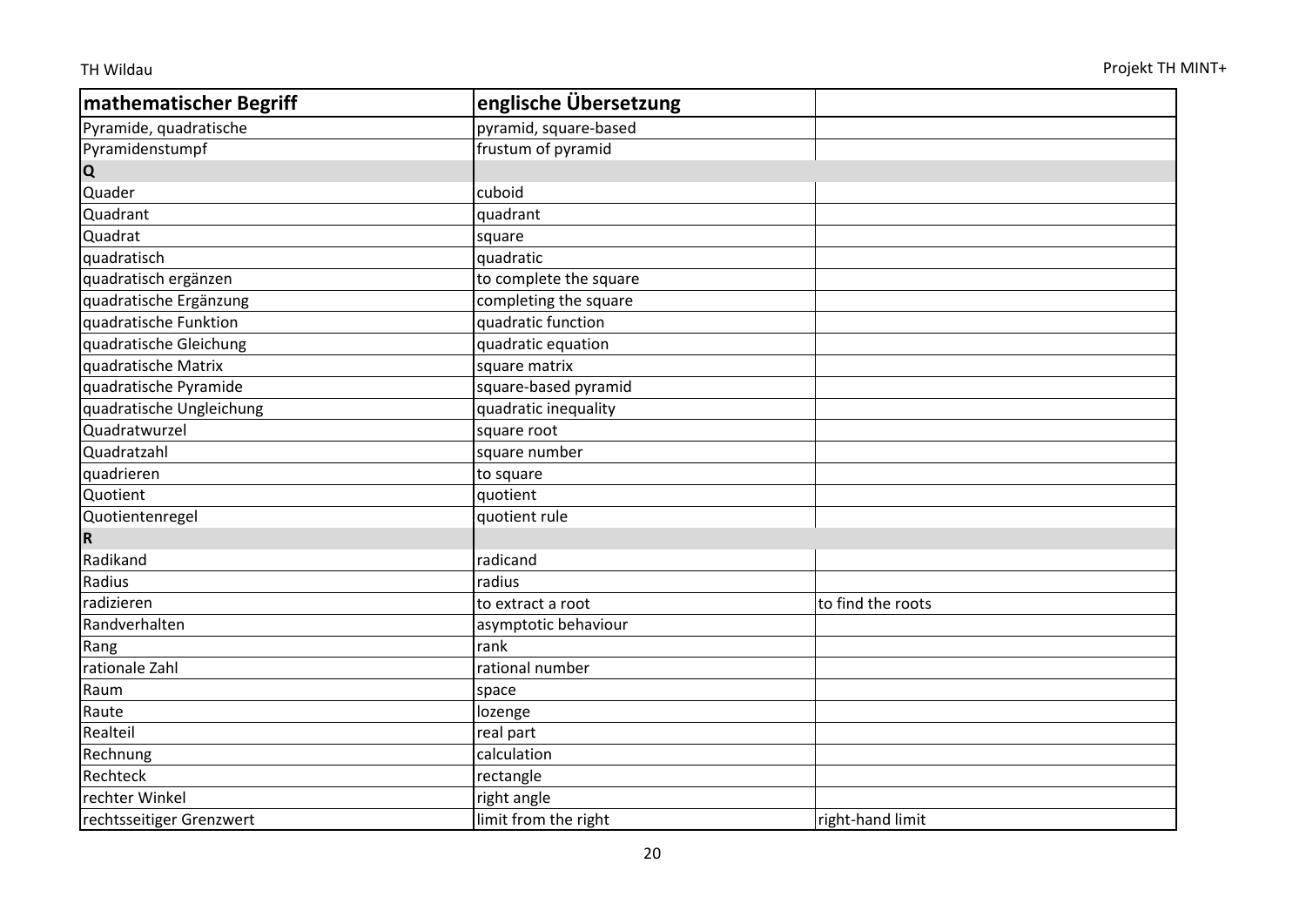| mathematischer Begriff | englische Übersetzung | |
|---|---|---|
| Pyramide, quadratische | pyramid, square-based | |
| Pyramidenstumpf | frustum of pyramid | |
| **Q** | | |
| Quader | cuboid | |
| Quadrant | quadrant | |
| Quadrat | square | |
| quadratisch | quadratic | |
| quadratisch ergänzen | to complete the square | |
| quadratische Ergänzung | completing the square | |
| quadratische Funktion | quadratic function | |
| quadratische Gleichung | quadratic equation | |
| quadratische Matrix | square matrix | |
| quadratische Pyramide | square-based pyramid | |
| quadratische Ungleichung | quadratic inequality | |
| Quadratwurzel | square root | |
| Quadratzahl | square number | |
| quadrieren | to square | |
| Quotient | quotient | |
| Quotientenregel | quotient rule | |
| **R** | | |
| Radikand | radicand | |
| Radius | radius | |
| radizieren | to extract a root | to find the roots |
| Randverhalten | asymptotic behaviour | |
| Rang | rank | |
| rationale Zahl | rational number | |
| Raum | space | |
| Raute | lozenge | |
| Realteil | real part | |
| Rechnung | calculation | |
| Rechteck | rectangle | |
| rechter Winkel | right angle | |
| rechtsseitiger Grenzwert | limit from the right | right-hand limit |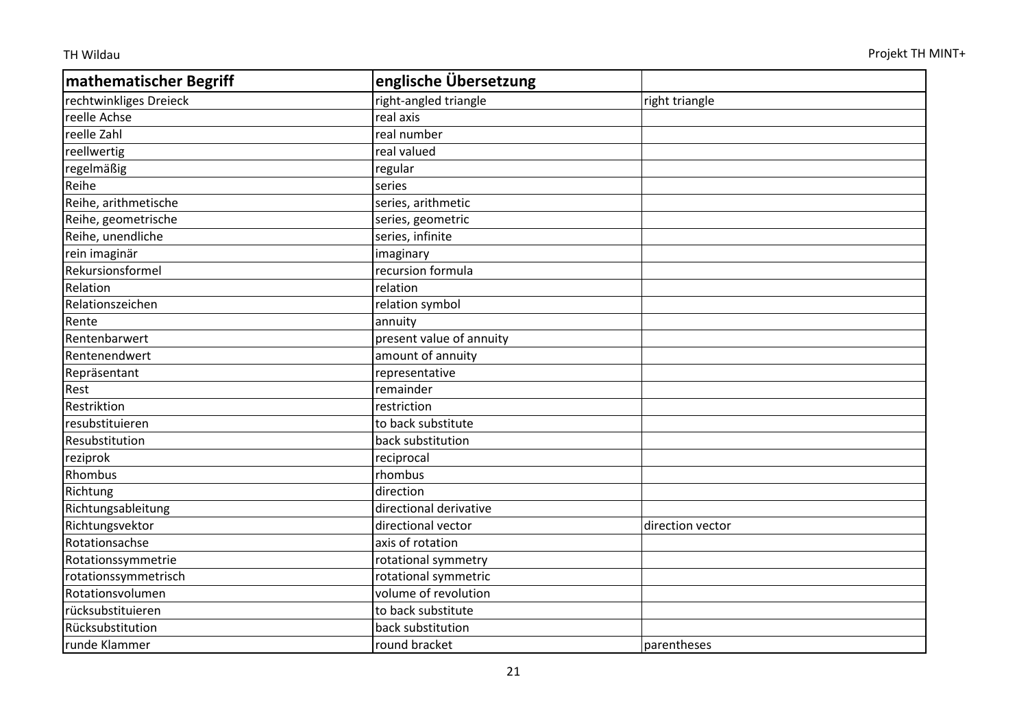| mathematischer Begriff | englische Übersetzung | |
|---|---|---|
| rechtwinkliges Dreieck | right-angled triangle | right triangle |
| reelle Achse | real axis | |
| reelle Zahl | real number | |
| reellwertig | real valued | |
| regelmäßig | regular | |
| Reihe | series | |
| Reihe, arithmetische | series, arithmetic | |
| Reihe, geometrische | series, geometric | |
| Reihe, unendliche | series, infinite | |
| rein imaginär | imaginary | |
| Rekursionsformel | recursion formula | |
| Relation | relation | |
| Relationszeichen | relation symbol | |
| Rente | annuity | |
| Rentenbarwert | present value of annuity | |
| Rentenendwert | amount of annuity | |
| Repräsentant | representative | |
| Rest | remainder | |
| Restriktion | restriction | |
| resubstituieren | to back substitute | |
| Resubstitution | back substitution | |
| reziprok | reciprocal | |
| Rhombus | rhombus | |
| Richtung | direction | |
| Richtungsableitung | directional derivative | |
| Richtungsvektor | directional vector | direction vector |
| Rotationsachse | axis of rotation | |
| Rotationssymmetrie | rotational symmetry | |
| rotationssymmetrisch | rotational symmetric | |
| Rotationsvolumen | volume of revolution | |
| rücksubstituieren | to back substitute | |
| Rücksubstitution | back substitution | |
| runde Klammer | round bracket | parentheses |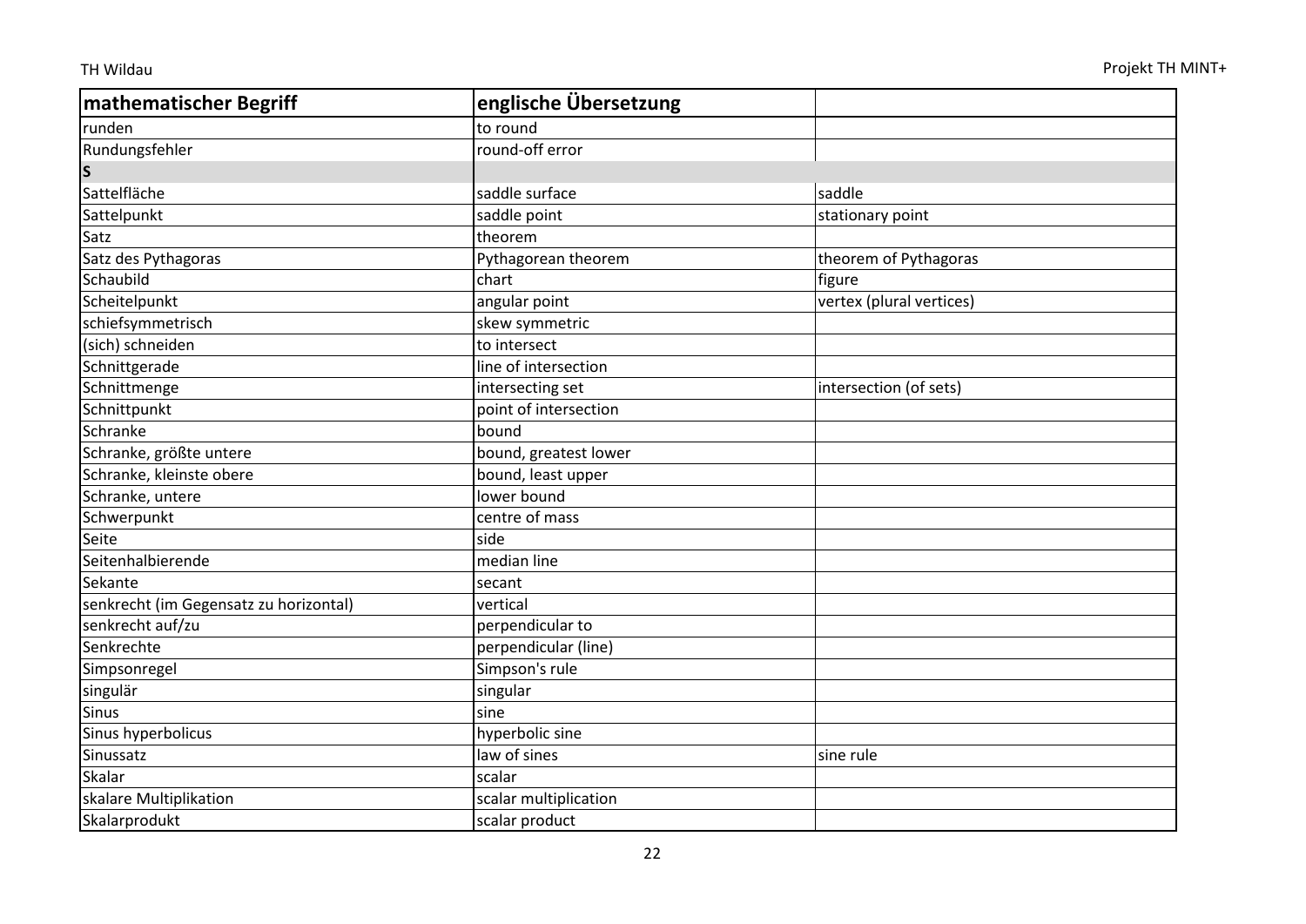| mathematischer Begriff | englische Übersetzung | |
|---|---|---|
| runden | to round | |
| Rundungsfehler | round-off error | |
| **S** | | |
| Sattelfläche | saddle surface | saddle |
| Sattelpunkt | saddle point | stationary point |
| Satz | theorem | |
| Satz des Pythagoras | Pythagorean theorem | theorem of Pythagoras |
| Schaubild | chart | figure |
| Scheitelpunkt | angular point | vertex (plural vertices) |
| schiefsymmetrisch | skew symmetric | |
| (sich) schneiden | to intersect | |
| Schnittgerade | line of intersection | |
| Schnittmenge | intersecting set | intersection (of sets) |
| Schnittpunkt | point of intersection | |
| Schranke | bound | |
| Schranke, größte untere | bound, greatest lower | |
| Schranke, kleinste obere | bound, least upper | |
| Schranke, untere | lower bound | |
| Schwerpunkt | centre of mass | |
| Seite | side | |
| Seitenhalbierende | median line | |
| Sekante | secant | |
| senkrecht (im Gegensatz zu horizontal) | vertical | |
| senkrecht auf/zu | perpendicular to | |
| Senkrechte | perpendicular (line) | |
| Simpsonregel | Simpson's rule | |
| singulär | singular | |
| Sinus | sine | |
| Sinus hyperbolicus | hyperbolic sine | |
| Sinussatz | law of sines | sine rule |
| Skalar | scalar | |
| skalare Multiplikation | scalar multiplication | |
| Skalarprodukt | scalar product | |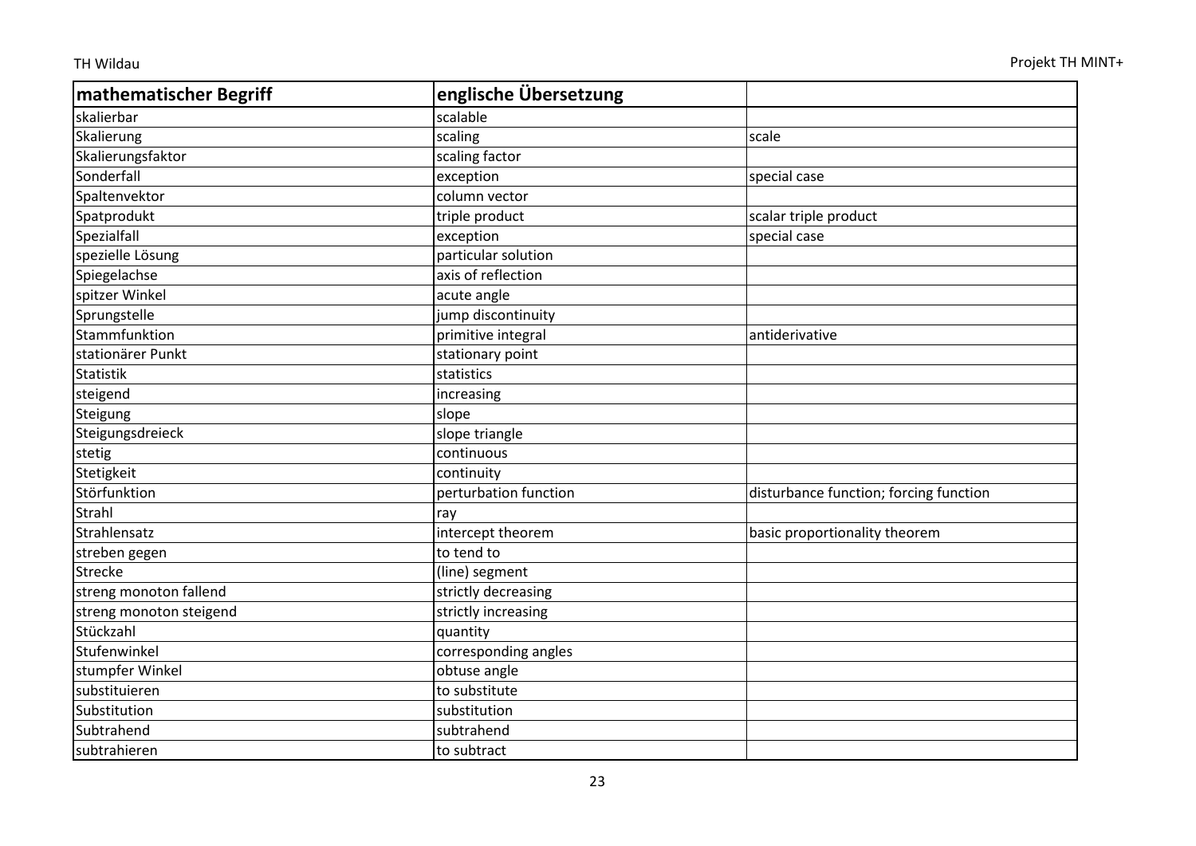| mathematischer Begriff | englische Übersetzung | |
|---|---|---|
| skalierbar | scalable | |
| Skalierung | scaling | scale |
| Skalierungsfaktor | scaling factor | |
| Sonderfall | exception | special case |
| Spaltenvektor | column vector | |
| Spatprodukt | triple product | scalar triple product |
| Spezialfall | exception | special case |
| spezielle Lösung | particular solution | |
| Spiegelachse | axis of reflection | |
| spitzer Winkel | acute angle | |
| Sprungstelle | jump discontinuity | |
| Stammfunktion | primitive integral | antiderivative |
| stationärer Punkt | stationary point | |
| Statistik | statistics | |
| steigend | increasing | |
| Steigung | slope | |
| Steigungsdreieck | slope triangle | |
| stetig | continuous | |
| Stetigkeit | continuity | |
| Störfunktion | perturbation function | disturbance function; forcing function |
| Strahl | ray | |
| Strahlensatz | intercept theorem | basic proportionality theorem |
| streben gegen | to tend to | |
| Strecke | (line) segment | |
| streng monoton fallend | strictly decreasing | |
| streng monoton steigend | strictly increasing | |
| Stückzahl | quantity | |
| Stufenwinkel | corresponding angles | |
| stumpfer Winkel | obtuse angle | |
| substituieren | to substitute | |
| Substitution | substitution | |
| Subtrahend | subtrahend | |
| subtrahieren | to subtract | |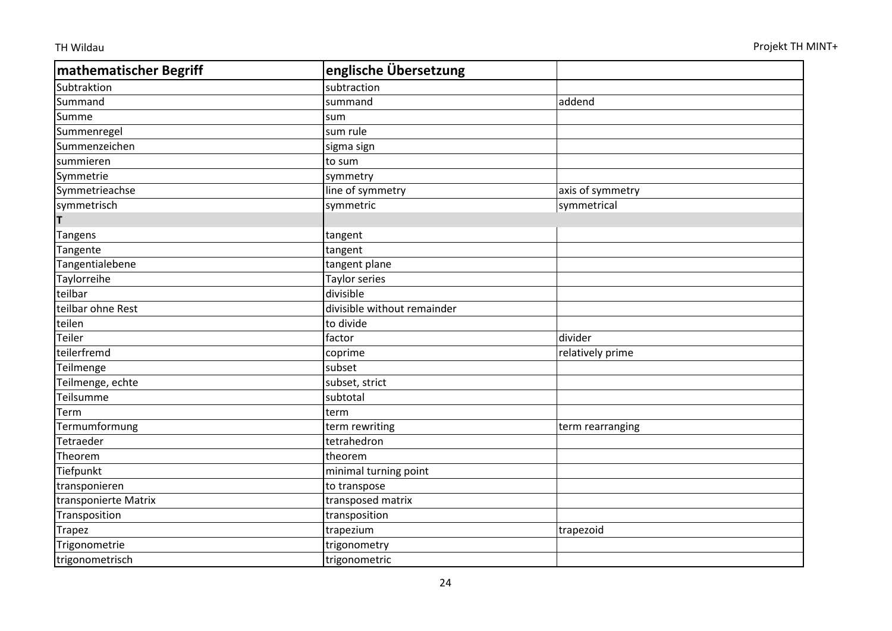| mathematischer Begriff | englische Übersetzung | |
|---|---|---|
| Subtraktion | subtraction | |
| Summand | summand | addend |
| Summe | sum | |
| Summenregel | sum rule | |
| Summenzeichen | sigma sign | |
| summieren | to sum | |
| Symmetrie | symmetry | |
| Symmetrieachse | line of symmetry | axis of symmetry |
| symmetrisch | symmetric | symmetrical |
| **T** | | |
| Tangens | tangent | |
| Tangente | tangent | |
| Tangentialebene | tangent plane | |
| Taylorreihe | Taylor series | |
| teilbar | divisible | |
| teilbar ohne Rest | divisible without remainder | |
| teilen | to divide | |
| Teiler | factor | divider |
| teilerfremd | coprime | relatively prime |
| Teilmenge | subset | |
| Teilmenge, echte | subset, strict | |
| Teilsumme | subtotal | |
| Term | term | |
| Termumformung | term rewriting | term rearranging |
| Tetraeder | tetrahedron | |
| Theorem | theorem | |
| Tiefpunkt | minimal turning point | |
| transponieren | to transpose | |
| transponierte Matrix | transposed matrix | |
| Transposition | transposition | |
| Trapez | trapezium | trapezoid |
| Trigonometrie | trigonometry | |
| trigonometrisch | trigonometric | |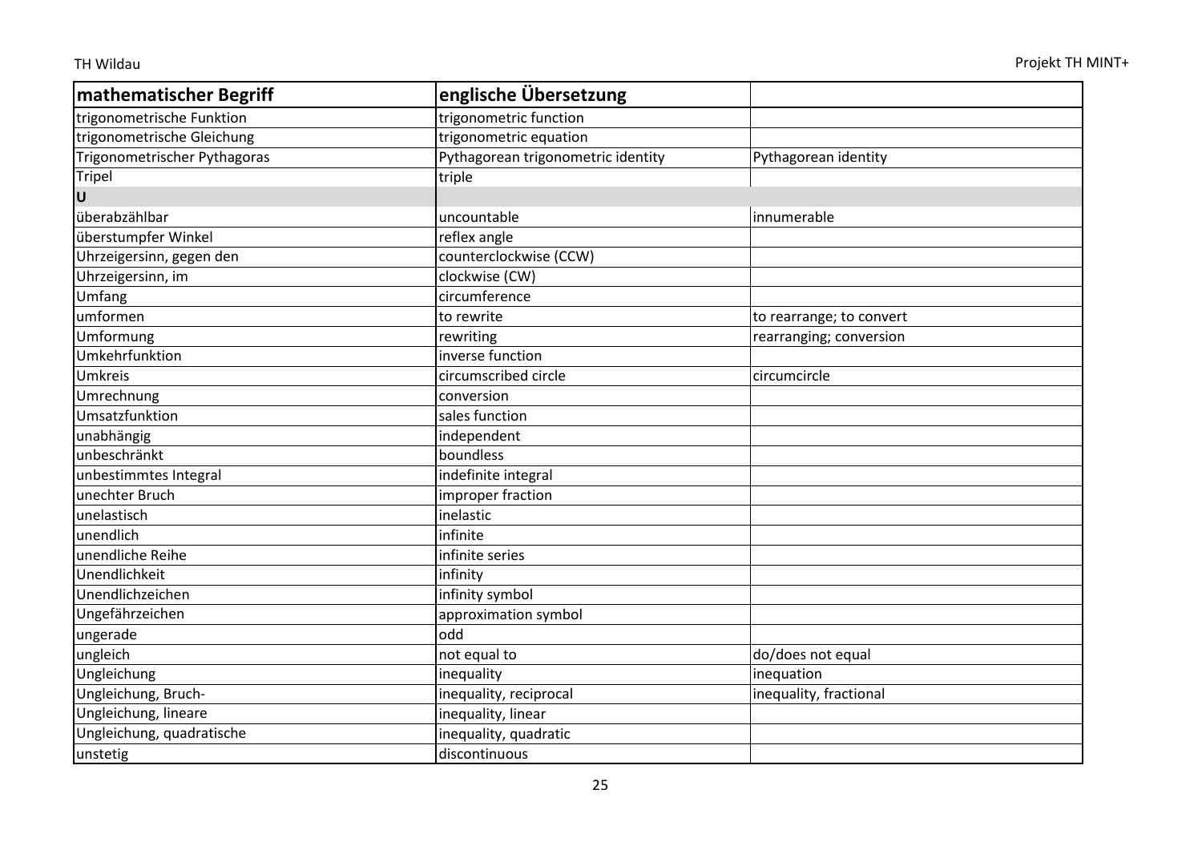| mathematischer Begriff | englische Übersetzung | |
|---|---|---|
| trigonometrische Funktion | trigonometric function | |
| trigonometrische Gleichung | trigonometric equation | |
| Trigonometrischer Pythagoras | Pythagorean trigonometric identity | Pythagorean identity |
| Tripel | triple | |
| **U** | | |
| überabzählbar | uncountable | innumerable |
| überstumpfer Winkel | reflex angle | |
| Uhrzeigersinn, gegen den | counterclockwise (CCW) | |
| Uhrzeigersinn, im | clockwise (CW) | |
| Umfang | circumference | |
| umformen | to rewrite | to rearrange; to convert |
| Umformung | rewriting | rearranging; conversion |
| Umkehrfunktion | inverse function | |
| Umkreis | circumscribed circle | circumcircle |
| Umrechnung | conversion | |
| Umsatzfunktion | sales function | |
| unabhängig | independent | |
| unbeschränkt | boundless | |
| unbestimmtes Integral | indefinite integral | |
| unechter Bruch | improper fraction | |
| unelastisch | inelastic | |
| unendlich | infinite | |
| unendliche Reihe | infinite series | |
| Unendlichkeit | infinity | |
| Unendlichzeichen | infinity symbol | |
| Ungefährzeichen | approximation symbol | |
| ungerade | odd | |
| ungleich | not equal to | do/does not equal |
| Ungleichung | inequality | inequation |
| Ungleichung, Bruch- | inequality, reciprocal | inequality, fractional |
| Ungleichung, lineare | inequality, linear | |
| Ungleichung, quadratische | inequality, quadratic | |
| unstetig | discontinuous | |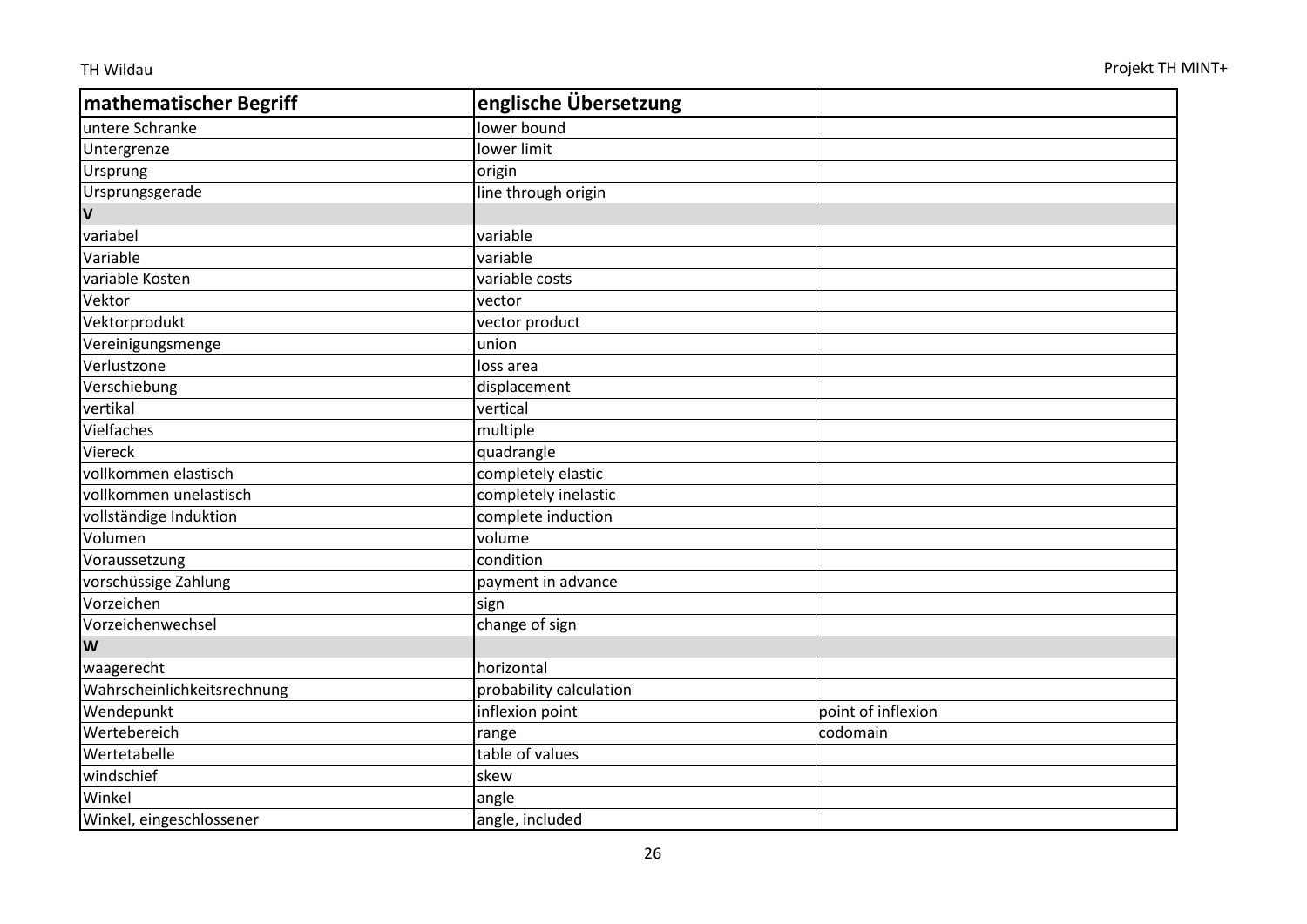| mathematischer Begriff | englische Übersetzung | |
|---|---|---|
| untere Schranke | lower bound | |
| Untergrenze | lower limit | |
| Ursprung | origin | |
| Ursprungsgerade | line through origin | |
| **V** | | |
| variabel | variable | |
| Variable | variable | |
| variable Kosten | variable costs | |
| Vektor | vector | |
| Vektorprodukt | vector product | |
| Vereinigungsmenge | union | |
| Verlustzone | loss area | |
| Verschiebung | displacement | |
| vertikal | vertical | |
| Vielfaches | multiple | |
| Viereck | quadrangle | |
| vollkommen elastisch | completely elastic | |
| vollkommen unelastisch | completely inelastic | |
| vollständige Induktion | complete induction | |
| Volumen | volume | |
| Voraussetzung | condition | |
| vorschüssige Zahlung | payment in advance | |
| Vorzeichen | sign | |
| Vorzeichenwechsel | change of sign | |
| **W** | | |
| waagerecht | horizontal | |
| Wahrscheinlichkeitsrechnung | probability calculation | |
| Wendepunkt | inflexion point | point of inflexion |
| Wertebereich | range | codomain |
| Wertetabelle | table of values | |
| windschief | skew | |
| Winkel | angle | |
| Winkel, eingeschlossener | angle, included | |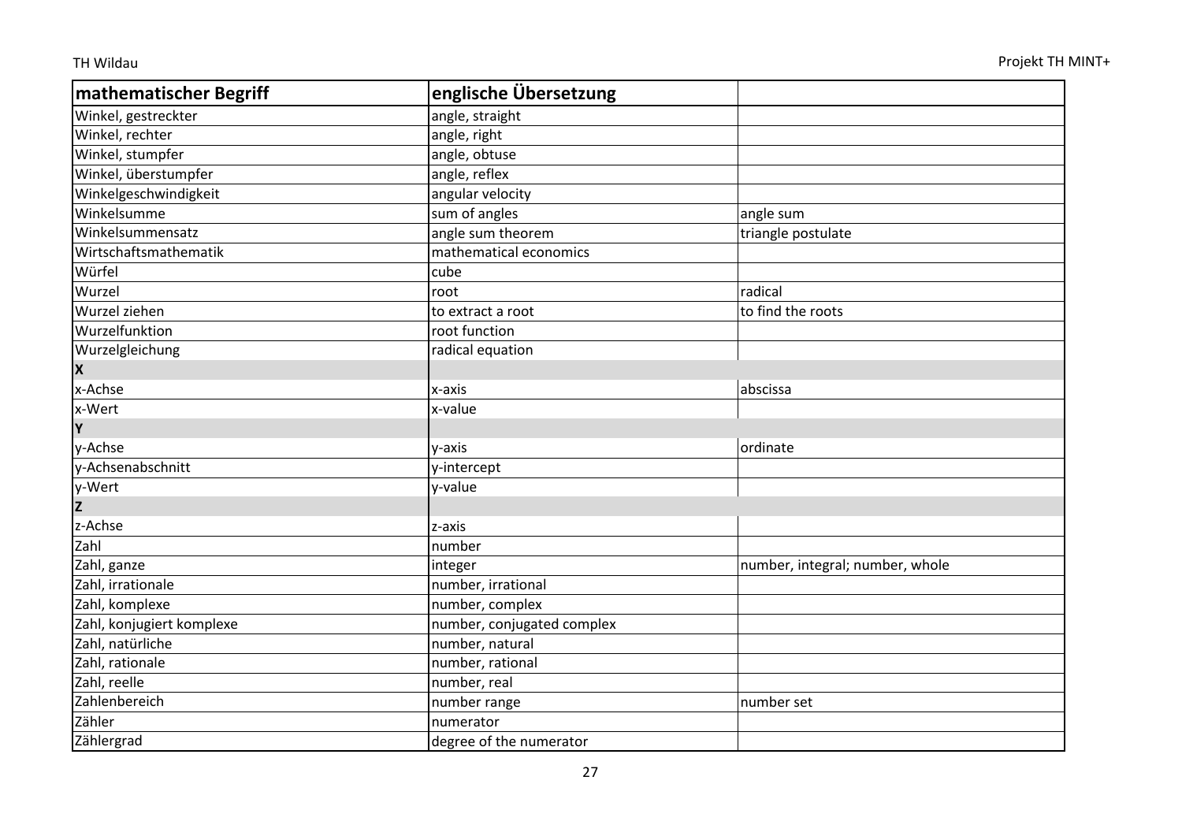| mathematischer Begriff | englische Übersetzung | |
|---|---|---|
| Winkel, gestreckter | angle, straight | |
| Winkel, rechter | angle, right | |
| Winkel, stumpfer | angle, obtuse | |
| Winkel, überstumpfer | angle, reflex | |
| Winkelgeschwindigkeit | angular velocity | |
| Winkelsumme | sum of angles | angle sum |
| Winkelsummensatz | angle sum theorem | triangle postulate |
| Wirtschaftsmathematik | mathematical economics | |
| Würfel | cube | |
| Wurzel | root | radical |
| Wurzel ziehen | to extract a root | to find the roots |
| Wurzelfunktion | root function | |
| Wurzelgleichung | radical equation | |
| **X** | | |
| x-Achse | x-axis | abscissa |
| x-Wert | x-value | |
| **Y** | | |
| y-Achse | y-axis | ordinate |
| y-Achsenabschnitt | y-intercept | |
| y-Wert | y-value | |
| **Z** | | |
| z-Achse | z-axis | |
| Zahl | number | |
| Zahl, ganze | integer | number, integral; number, whole |
| Zahl, irrationale | number, irrational | |
| Zahl, komplexe | number, complex | |
| Zahl, konjugiert komplexe | number, conjugated complex | |
| Zahl, natürliche | number, natural | |
| Zahl, rationale | number, rational | |
| Zahl, reelle | number, real | |
| Zahlenbereich | number range | number set |
| Zähler | numerator | |
| Zählergrad | degree of the numerator | |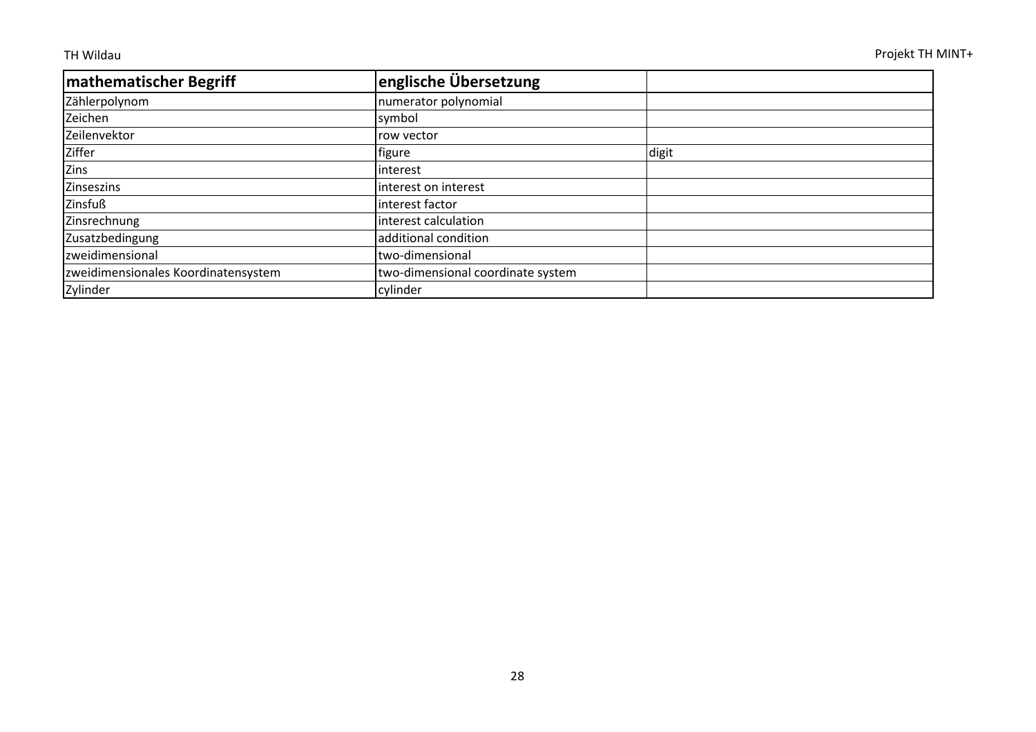| mathematischer Begriff | englische Übersetzung | |
|---|---|---|
| Zählerpolynom | numerator polynomial | |
| Zeichen | symbol | |
| Zeilenvektor | row vector | |
| Ziffer | figure | digit |
| Zins | interest | |
| Zinseszins | interest on interest | |
| Zinsfuß | interest factor | |
| Zinsrechnung | interest calculation | |
| Zusatzbedingung | additional condition | |
| zweidimensional | two-dimensional | |
| zweidimensionales Koordinatensystem | two-dimensional coordinate system | |
| Zylinder | cylinder | |